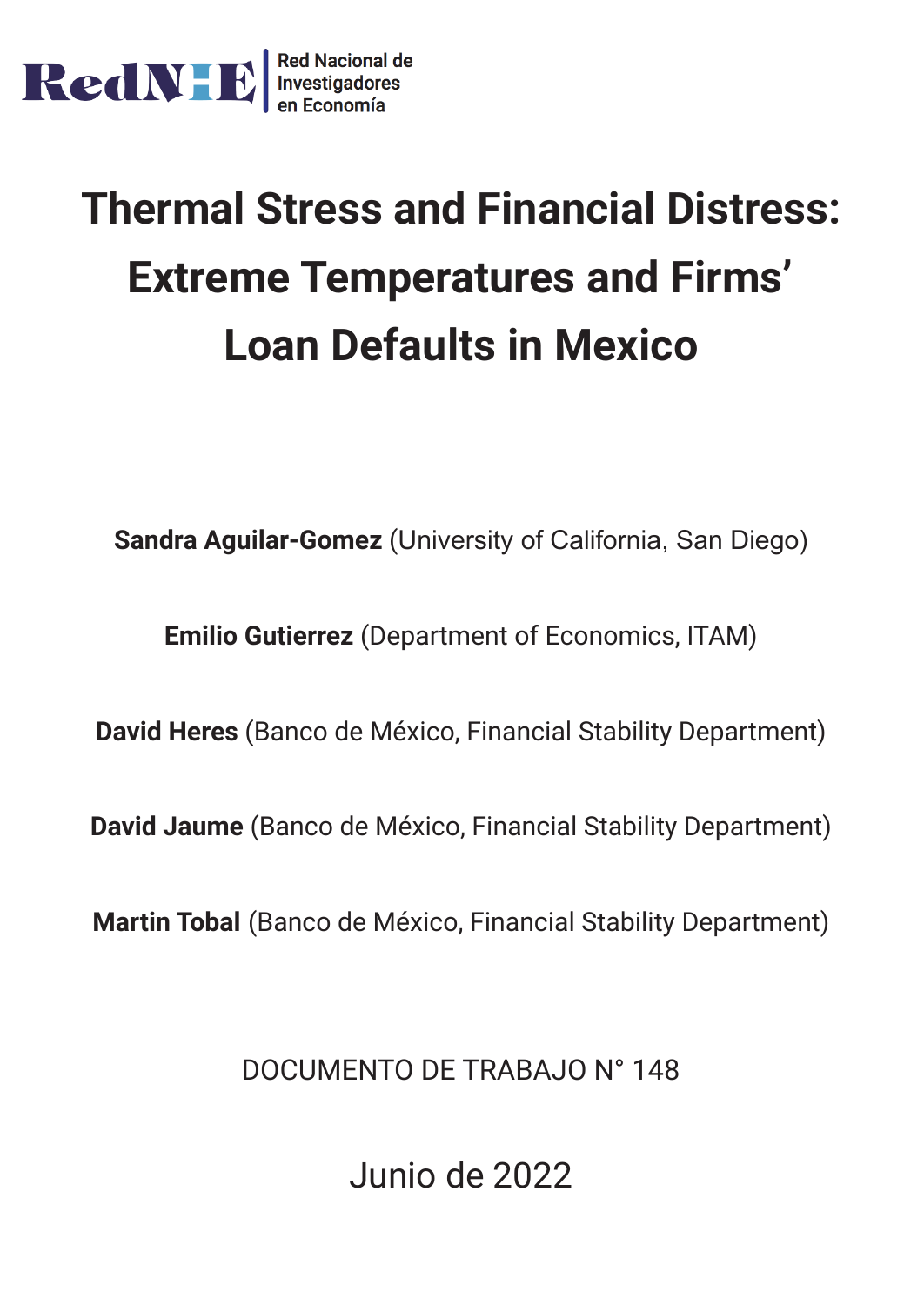RedNIE | Red Nacional de Investigadores en Economía

# Thermal Stress and Financial Distress: Extreme Temperatures and Firms' Loan Defaults in Mexico

**Sandra Aguilar-Gomez** (University of California, San Diego)

**Emilio Gutierrez** (Department of Economics, ITAM)

**David Heres** (Banco de México, Financial Stability Department)

**David Jaume** (Banco de México, Financial Stability Department)

**Martin Tobal** (Banco de México, Financial Stability Department)

DOCUMENTO DE TRABAJO N° 148

Junio de 2022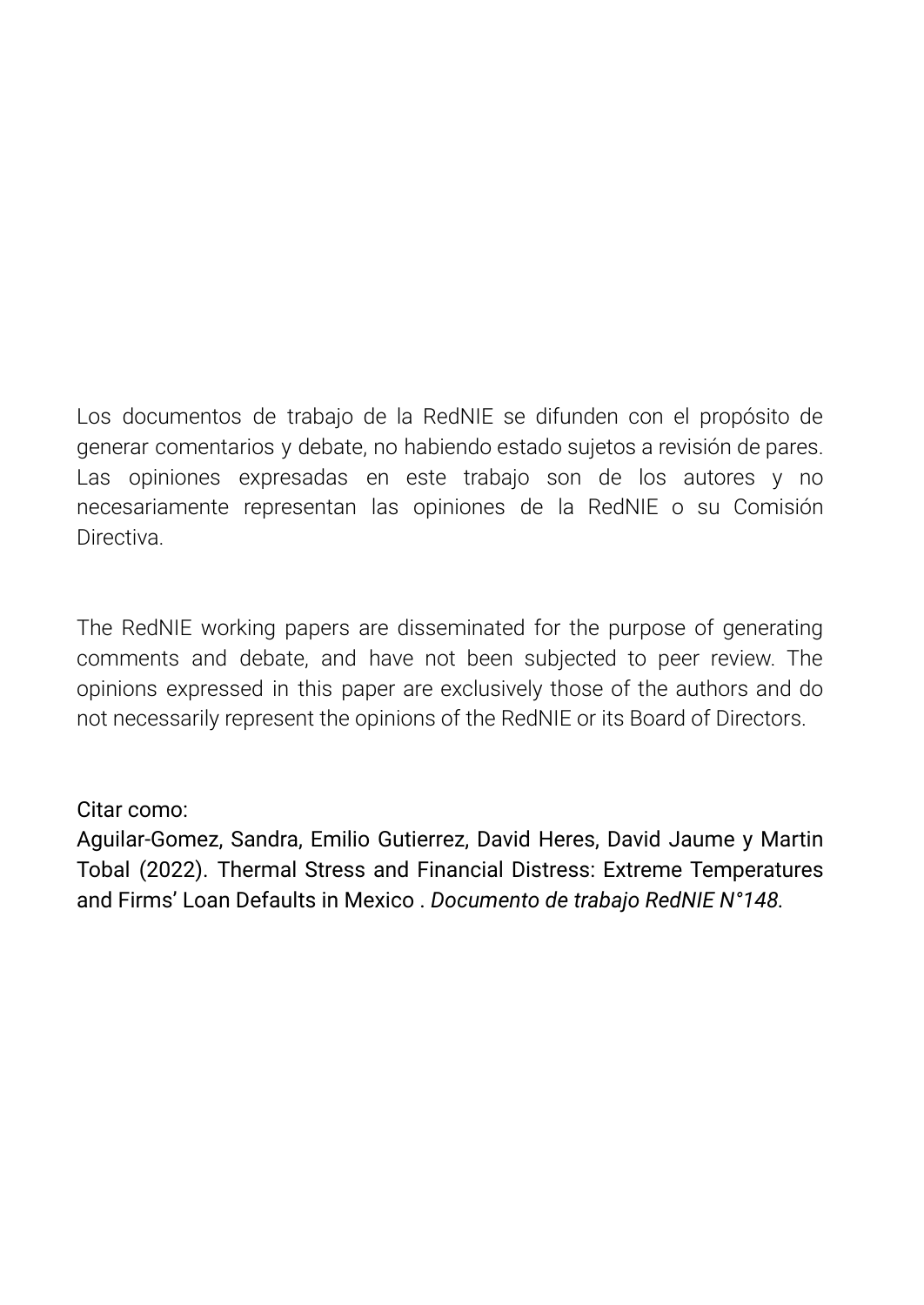Los documentos de trabajo de la RedNIE se difunden con el propósito de generar comentarios y debate, no habiendo estado sujetos a revisión de pares. Las opiniones expresadas en este trabajo son de los autores y no necesariamente representan las opiniones de la RedNIE o su Comisión Directiva.

The RedNIE working papers are disseminated for the purpose of generating comments and debate, and have not been subjected to peer review. The opinions expressed in this paper are exclusively those of the authors and do not necessarily represent the opinions of the RedNIE or its Board of Directors.

Citar como:
Aguilar-Gomez, Sandra, Emilio Gutierrez, David Heres, David Jaume y Martin Tobal (2022). Thermal Stress and Financial Distress: Extreme Temperatures and Firms' Loan Defaults in Mexico . *Documento de trabajo RedNIE N°148*.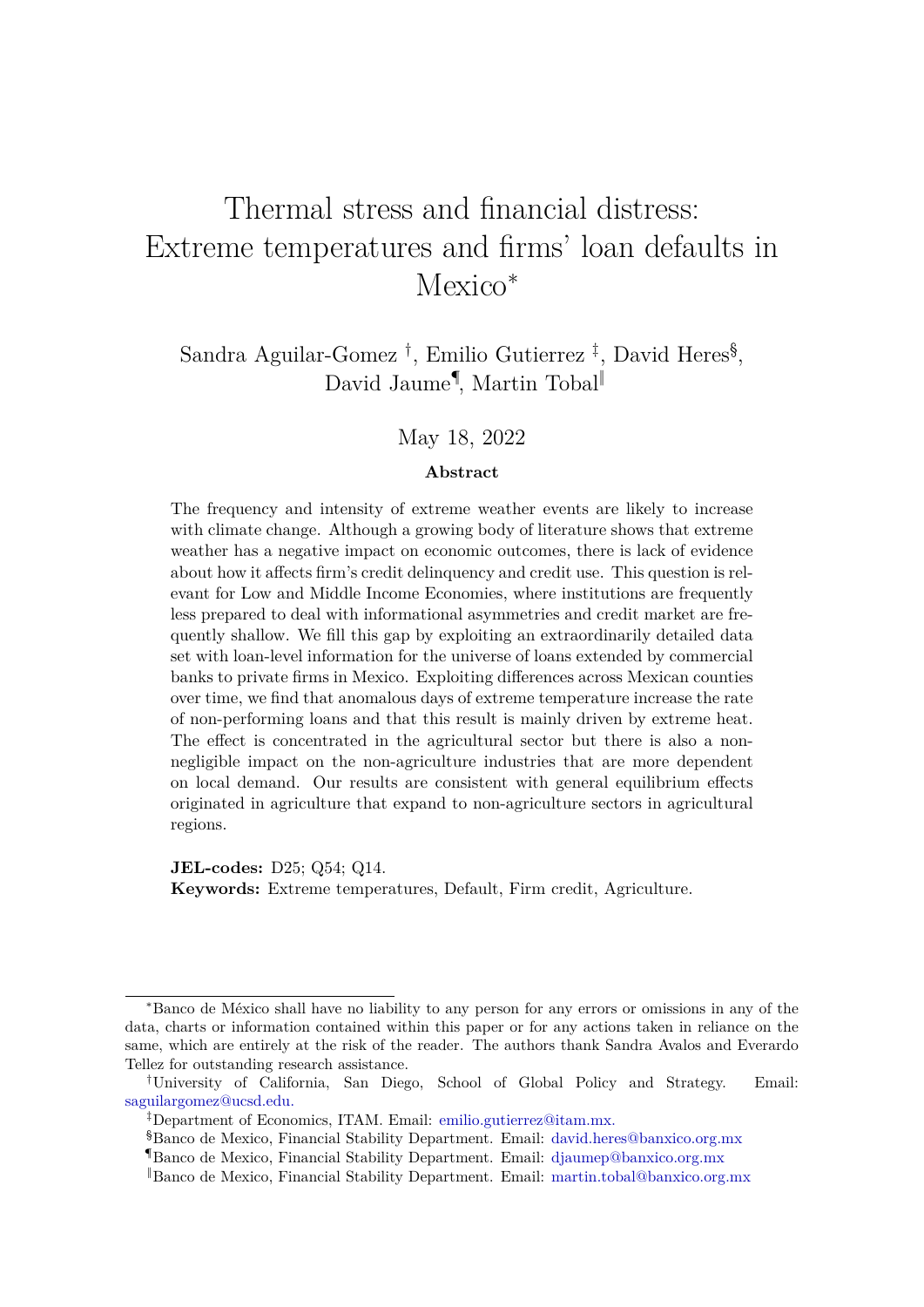# Thermal stress and financial distress: Extreme temperatures and firms' loan defaults in Mexico*

Sandra Aguilar-Gomez †, Emilio Gutierrez ‡, David Heres§, David Jaume¶, Martin Tobal‖

May 18, 2022

### Abstract

The frequency and intensity of extreme weather events are likely to increase with climate change. Although a growing body of literature shows that extreme weather has a negative impact on economic outcomes, there is lack of evidence about how it affects firm's credit delinquency and credit use. This question is relevant for Low and Middle Income Economies, where institutions are frequently less prepared to deal with informational asymmetries and credit market are frequently shallow. We fill this gap by exploiting an extraordinarily detailed data set with loan-level information for the universe of loans extended by commercial banks to private firms in Mexico. Exploiting differences across Mexican counties over time, we find that anomalous days of extreme temperature increase the rate of non-performing loans and that this result is mainly driven by extreme heat. The effect is concentrated in the agricultural sector but there is also a non-negligible impact on the non-agriculture industries that are more dependent on local demand. Our results are consistent with general equilibrium effects originated in agriculture that expand to non-agriculture sectors in agricultural regions.

**JEL-codes:** D25; Q54; Q14.
**Keywords:** Extreme temperatures, Default, Firm credit, Agriculture.

---

*Banco de México shall have no liability to any person for any errors or omissions in any of the data, charts or information contained within this paper or for any actions taken in reliance on the same, which are entirely at the risk of the reader. The authors thank Sandra Avalos and Everardo Tellez for outstanding research assistance.

†University of California, San Diego, School of Global Policy and Strategy. Email: saguilargomez@ucsd.edu.

‡Department of Economics, ITAM. Email: emilio.gutierrez@itam.mx.

§Banco de Mexico, Financial Stability Department. Email: david.heres@banxico.org.mx

¶Banco de Mexico, Financial Stability Department. Email: djaumep@banxico.org.mx

‖Banco de Mexico, Financial Stability Department. Email: martin.tobal@banxico.org.mx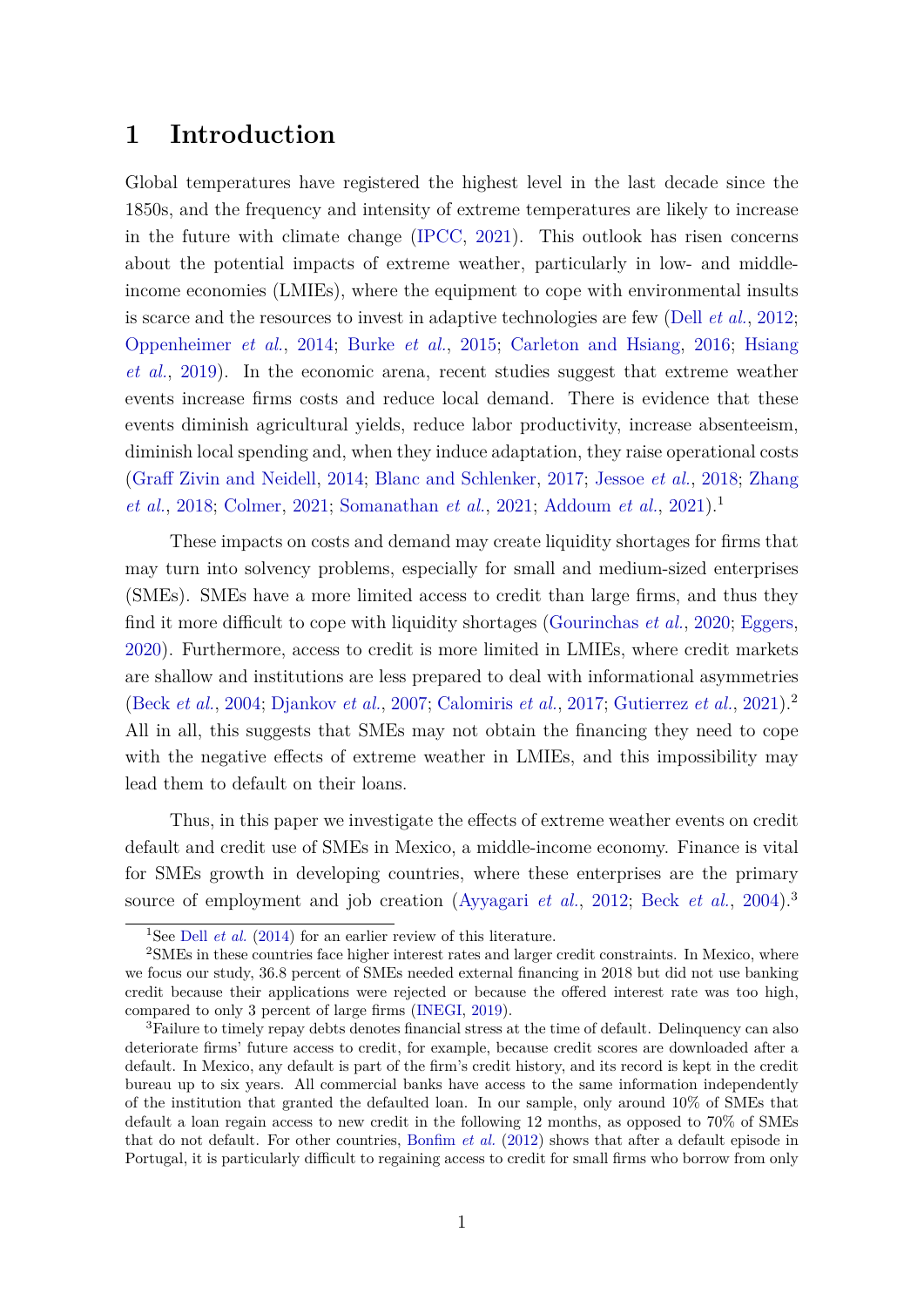# 1 Introduction

Global temperatures have registered the highest level in the last decade since the 1850s, and the frequency and intensity of extreme temperatures are likely to increase in the future with climate change (IPCC, 2021). This outlook has risen concerns about the potential impacts of extreme weather, particularly in low- and middle-income economies (LMIEs), where the equipment to cope with environmental insults is scarce and the resources to invest in adaptive technologies are few (Dell *et al.*, 2012; Oppenheimer *et al.*, 2014; Burke *et al.*, 2015; Carleton and Hsiang, 2016; Hsiang *et al.*, 2019). In the economic arena, recent studies suggest that extreme weather events increase firms costs and reduce local demand. There is evidence that these events diminish agricultural yields, reduce labor productivity, increase absenteeism, diminish local spending and, when they induce adaptation, they raise operational costs (Graff Zivin and Neidell, 2014; Blanc and Schlenker, 2017; Jessoe *et al.*, 2018; Zhang *et al.*, 2018; Colmer, 2021; Somanathan *et al.*, 2021; Addoum *et al.*, 2021).[1]

These impacts on costs and demand may create liquidity shortages for firms that may turn into solvency problems, especially for small and medium-sized enterprises (SMEs). SMEs have a more limited access to credit than large firms, and thus they find it more difficult to cope with liquidity shortages (Gourinchas *et al.*, 2020; Eggers, 2020). Furthermore, access to credit is more limited in LMIEs, where credit markets are shallow and institutions are less prepared to deal with informational asymmetries (Beck *et al.*, 2004; Djankov *et al.*, 2007; Calomiris *et al.*, 2017; Gutierrez *et al.*, 2021).[2] All in all, this suggests that SMEs may not obtain the financing they need to cope with the negative effects of extreme weather in LMIEs, and this impossibility may lead them to default on their loans.

Thus, in this paper we investigate the effects of extreme weather events on credit default and credit use of SMEs in Mexico, a middle-income economy. Finance is vital for SMEs growth in developing countries, where these enterprises are the primary source of employment and job creation (Ayyagari *et al.*, 2012; Beck *et al.*, 2004).[3]

[1] See Dell *et al.* (2014) for an earlier review of this literature.

[2] SMEs in these countries face higher interest rates and larger credit constraints. In Mexico, where we focus our study, 36.8 percent of SMEs needed external financing in 2018 but did not use banking credit because their applications were rejected or because the offered interest rate was too high, compared to only 3 percent of large firms (INEGI, 2019).

[3] Failure to timely repay debts denotes financial stress at the time of default. Delinquency can also deteriorate firms' future access to credit, for example, because credit scores are downloaded after a default. In Mexico, any default is part of the firm's credit history, and its record is kept in the credit bureau up to six years. All commercial banks have access to the same information independently of the institution that granted the defaulted loan. In our sample, only around 10% of SMEs that default a loan regain access to new credit in the following 12 months, as opposed to 70% of SMEs that do not default. For other countries, Bonfim *et al.* (2012) shows that after a default episode in Portugal, it is particularly difficult to regaining access to credit for small firms who borrow from only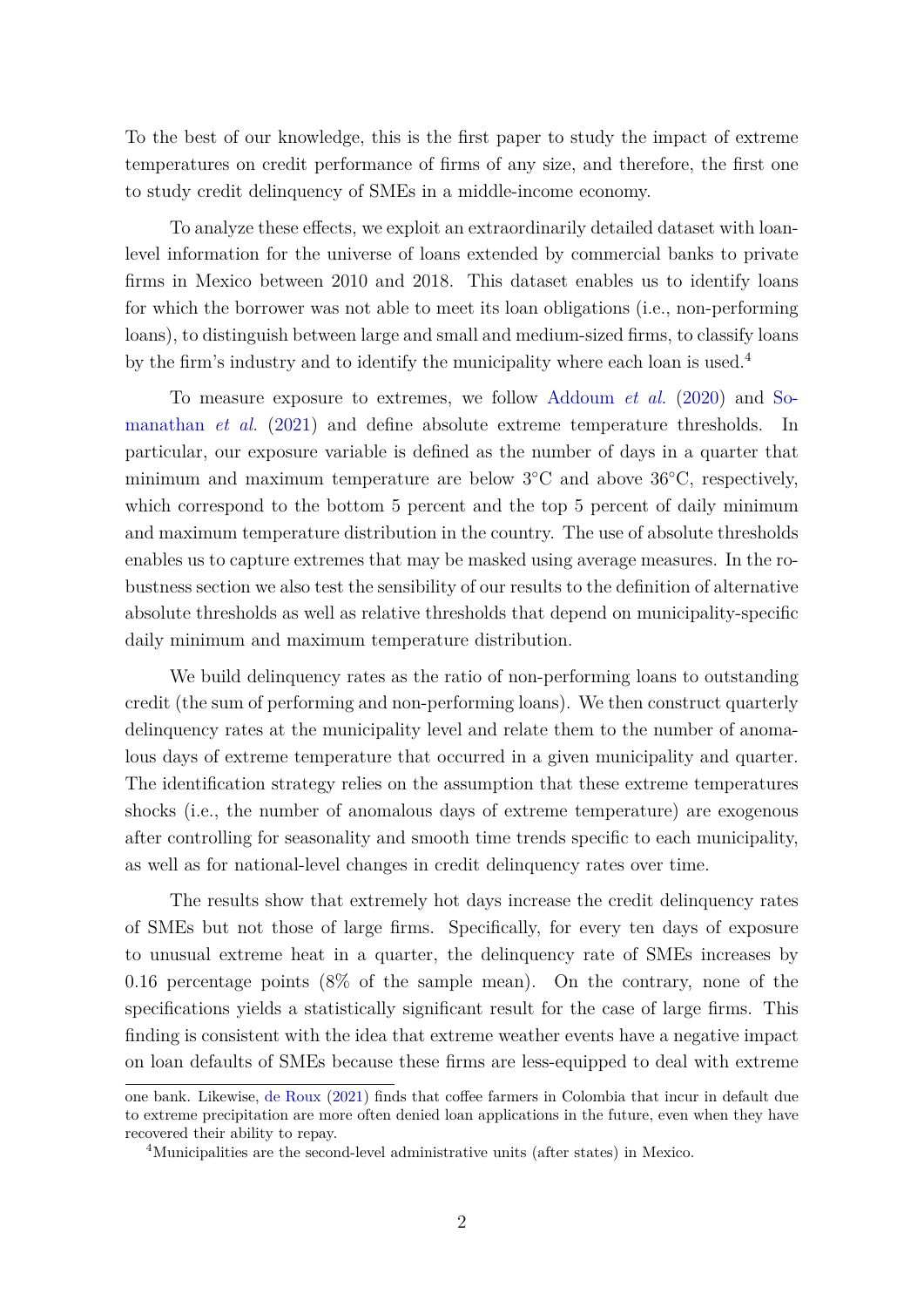To the best of our knowledge, this is the first paper to study the impact of extreme temperatures on credit performance of firms of any size, and therefore, the first one to study credit delinquency of SMEs in a middle-income economy.

To analyze these effects, we exploit an extraordinarily detailed dataset with loan-level information for the universe of loans extended by commercial banks to private firms in Mexico between 2010 and 2018. This dataset enables us to identify loans for which the borrower was not able to meet its loan obligations (i.e., non-performing loans), to distinguish between large and small and medium-sized firms, to classify loans by the firm's industry and to identify the municipality where each loan is used.[4]

To measure exposure to extremes, we follow Addoum *et al.* (2020) and Somanathan *et al.* (2021) and define absolute extreme temperature thresholds. In particular, our exposure variable is defined as the number of days in a quarter that minimum and maximum temperature are below 3°C and above 36°C, respectively, which correspond to the bottom 5 percent and the top 5 percent of daily minimum and maximum temperature distribution in the country. The use of absolute thresholds enables us to capture extremes that may be masked using average measures. In the robustness section we also test the sensibility of our results to the definition of alternative absolute thresholds as well as relative thresholds that depend on municipality-specific daily minimum and maximum temperature distribution.

We build delinquency rates as the ratio of non-performing loans to outstanding credit (the sum of performing and non-performing loans). We then construct quarterly delinquency rates at the municipality level and relate them to the number of anomalous days of extreme temperature that occurred in a given municipality and quarter. The identification strategy relies on the assumption that these extreme temperatures shocks (i.e., the number of anomalous days of extreme temperature) are exogenous after controlling for seasonality and smooth time trends specific to each municipality, as well as for national-level changes in credit delinquency rates over time.

The results show that extremely hot days increase the credit delinquency rates of SMEs but not those of large firms. Specifically, for every ten days of exposure to unusual extreme heat in a quarter, the delinquency rate of SMEs increases by 0.16 percentage points (8% of the sample mean). On the contrary, none of the specifications yields a statistically significant result for the case of large firms. This finding is consistent with the idea that extreme weather events have a negative impact on loan defaults of SMEs because these firms are less-equipped to deal with extreme

one bank. Likewise, de Roux (2021) finds that coffee farmers in Colombia that incur in default due to extreme precipitation are more often denied loan applications in the future, even when they have recovered their ability to repay.

[4] Municipalities are the second-level administrative units (after states) in Mexico.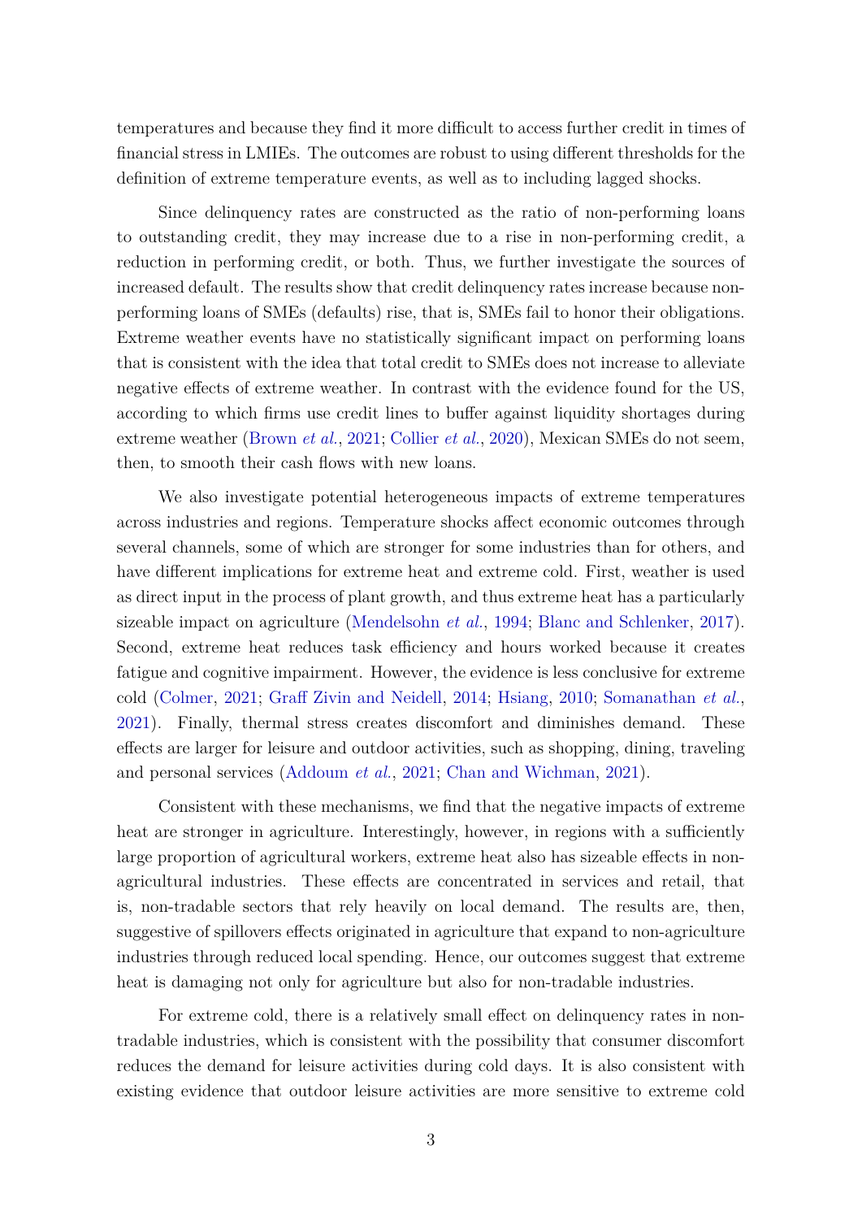temperatures and because they find it more difficult to access further credit in times of financial stress in LMIEs. The outcomes are robust to using different thresholds for the definition of extreme temperature events, as well as to including lagged shocks.

Since delinquency rates are constructed as the ratio of non-performing loans to outstanding credit, they may increase due to a rise in non-performing credit, a reduction in performing credit, or both. Thus, we further investigate the sources of increased default. The results show that credit delinquency rates increase because non-performing loans of SMEs (defaults) rise, that is, SMEs fail to honor their obligations. Extreme weather events have no statistically significant impact on performing loans that is consistent with the idea that total credit to SMEs does not increase to alleviate negative effects of extreme weather. In contrast with the evidence found for the US, according to which firms use credit lines to buffer against liquidity shortages during extreme weather (Brown *et al.*, 2021; Collier *et al.*, 2020), Mexican SMEs do not seem, then, to smooth their cash flows with new loans.

We also investigate potential heterogeneous impacts of extreme temperatures across industries and regions. Temperature shocks affect economic outcomes through several channels, some of which are stronger for some industries than for others, and have different implications for extreme heat and extreme cold. First, weather is used as direct input in the process of plant growth, and thus extreme heat has a particularly sizeable impact on agriculture (Mendelsohn *et al.*, 1994; Blanc and Schlenker, 2017). Second, extreme heat reduces task efficiency and hours worked because it creates fatigue and cognitive impairment. However, the evidence is less conclusive for extreme cold (Colmer, 2021; Graff Zivin and Neidell, 2014; Hsiang, 2010; Somanathan *et al.*, 2021). Finally, thermal stress creates discomfort and diminishes demand. These effects are larger for leisure and outdoor activities, such as shopping, dining, traveling and personal services (Addoum *et al.*, 2021; Chan and Wichman, 2021).

Consistent with these mechanisms, we find that the negative impacts of extreme heat are stronger in agriculture. Interestingly, however, in regions with a sufficiently large proportion of agricultural workers, extreme heat also has sizeable effects in non-agricultural industries. These effects are concentrated in services and retail, that is, non-tradable sectors that rely heavily on local demand. The results are, then, suggestive of spillovers effects originated in agriculture that expand to non-agriculture industries through reduced local spending. Hence, our outcomes suggest that extreme heat is damaging not only for agriculture but also for non-tradable industries.

For extreme cold, there is a relatively small effect on delinquency rates in non-tradable industries, which is consistent with the possibility that consumer discomfort reduces the demand for leisure activities during cold days. It is also consistent with existing evidence that outdoor leisure activities are more sensitive to extreme cold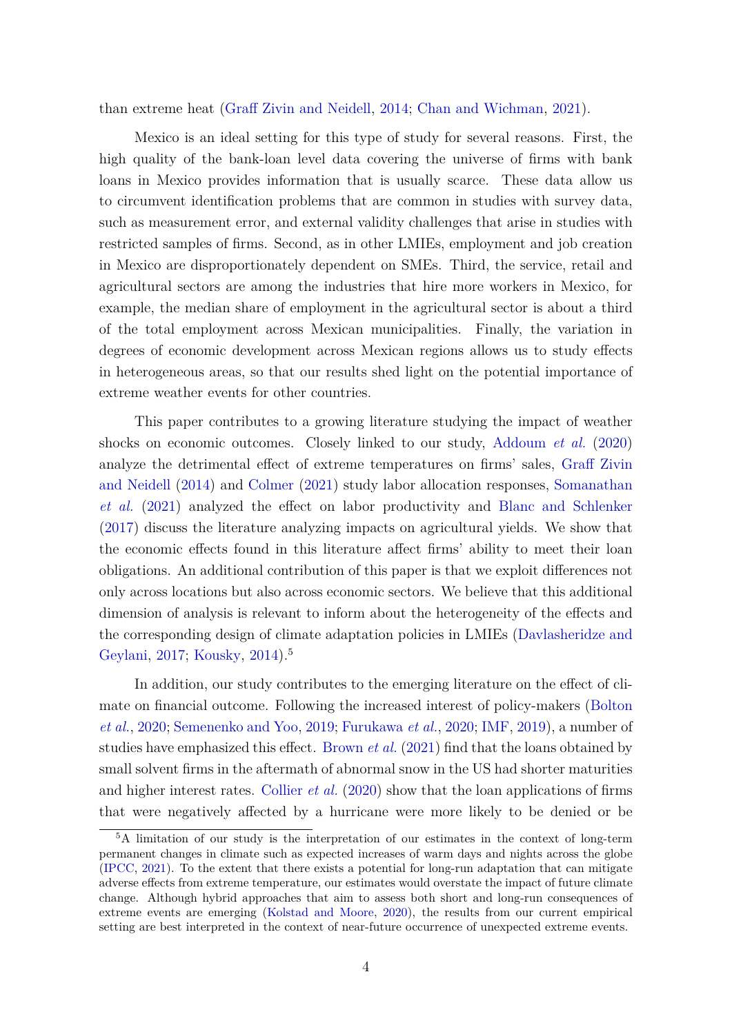than extreme heat (Graff Zivin and Neidell, 2014; Chan and Wichman, 2021).

Mexico is an ideal setting for this type of study for several reasons. First, the high quality of the bank-loan level data covering the universe of firms with bank loans in Mexico provides information that is usually scarce. These data allow us to circumvent identification problems that are common in studies with survey data, such as measurement error, and external validity challenges that arise in studies with restricted samples of firms. Second, as in other LMIEs, employment and job creation in Mexico are disproportionately dependent on SMEs. Third, the service, retail and agricultural sectors are among the industries that hire more workers in Mexico, for example, the median share of employment in the agricultural sector is about a third of the total employment across Mexican municipalities. Finally, the variation in degrees of economic development across Mexican regions allows us to study effects in heterogeneous areas, so that our results shed light on the potential importance of extreme weather events for other countries.

This paper contributes to a growing literature studying the impact of weather shocks on economic outcomes. Closely linked to our study, Addoum *et al.* (2020) analyze the detrimental effect of extreme temperatures on firms' sales, Graff Zivin and Neidell (2014) and Colmer (2021) study labor allocation responses, Somanathan *et al.* (2021) analyzed the effect on labor productivity and Blanc and Schlenker (2017) discuss the literature analyzing impacts on agricultural yields. We show that the economic effects found in this literature affect firms' ability to meet their loan obligations. An additional contribution of this paper is that we exploit differences not only across locations but also across economic sectors. We believe that this additional dimension of analysis is relevant to inform about the heterogeneity of the effects and the corresponding design of climate adaptation policies in LMIEs (Davlasheridze and Geylani, 2017; Kousky, 2014).[5]

In addition, our study contributes to the emerging literature on the effect of climate on financial outcome. Following the increased interest of policy-makers (Bolton *et al.*, 2020; Semenenko and Yoo, 2019; Furukawa *et al.*, 2020; IMF, 2019), a number of studies have emphasized this effect. Brown *et al.* (2021) find that the loans obtained by small solvent firms in the aftermath of abnormal snow in the US had shorter maturities and higher interest rates. Collier *et al.* (2020) show that the loan applications of firms that were negatively affected by a hurricane were more likely to be denied or be

[5] A limitation of our study is the interpretation of our estimates in the context of long-term permanent changes in climate such as expected increases of warm days and nights across the globe (IPCC, 2021). To the extent that there exists a potential for long-run adaptation that can mitigate adverse effects from extreme temperature, our estimates would overstate the impact of future climate change. Although hybrid approaches that aim to assess both short and long-run consequences of extreme events are emerging (Kolstad and Moore, 2020), the results from our current empirical setting are best interpreted in the context of near-future occurrence of unexpected extreme events.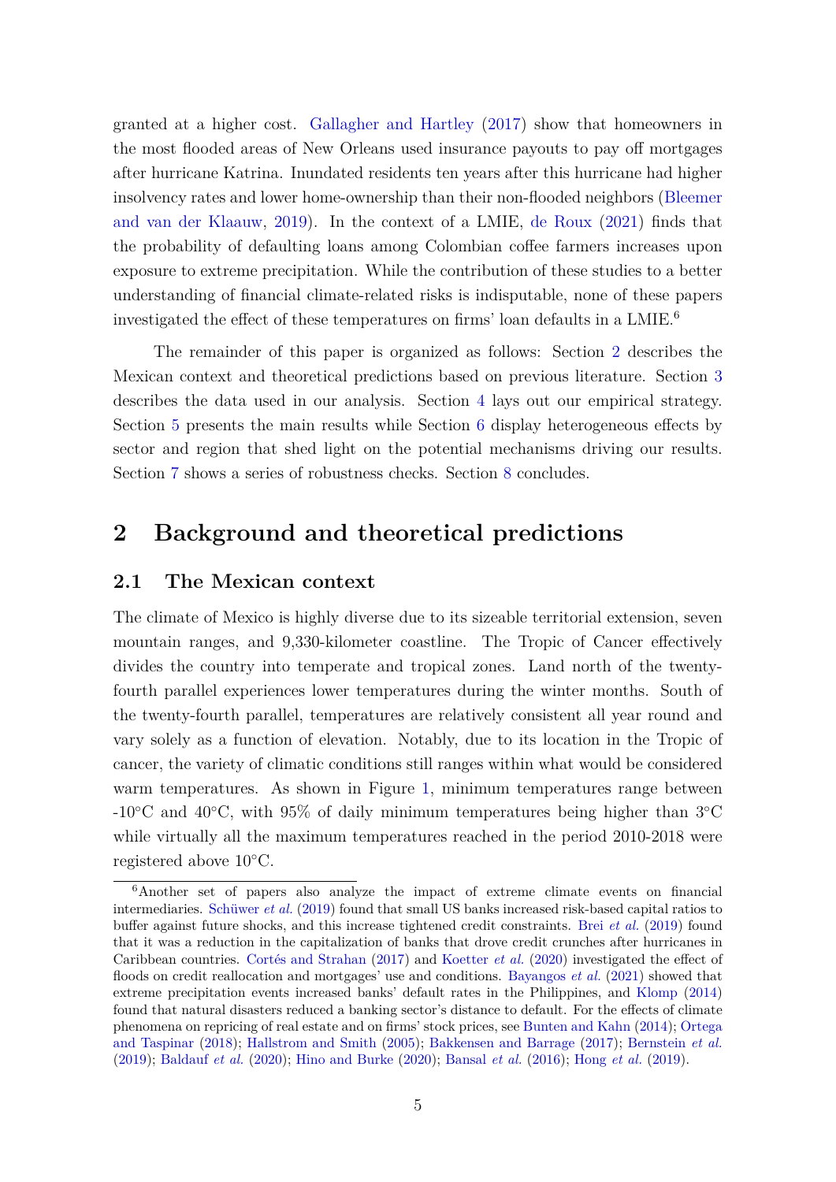granted at a higher cost. Gallagher and Hartley (2017) show that homeowners in the most flooded areas of New Orleans used insurance payouts to pay off mortgages after hurricane Katrina. Inundated residents ten years after this hurricane had higher insolvency rates and lower home-ownership than their non-flooded neighbors (Bleemer and van der Klaauw, 2019). In the context of a LMIE, de Roux (2021) finds that the probability of defaulting loans among Colombian coffee farmers increases upon exposure to extreme precipitation. While the contribution of these studies to a better understanding of financial climate-related risks is indisputable, none of these papers investigated the effect of these temperatures on firms' loan defaults in a LMIE.[6]

The remainder of this paper is organized as follows: Section 2 describes the Mexican context and theoretical predictions based on previous literature. Section 3 describes the data used in our analysis. Section 4 lays out our empirical strategy. Section 5 presents the main results while Section 6 display heterogeneous effects by sector and region that shed light on the potential mechanisms driving our results. Section 7 shows a series of robustness checks. Section 8 concludes.

# 2 Background and theoretical predictions

## 2.1 The Mexican context

The climate of Mexico is highly diverse due to its sizeable territorial extension, seven mountain ranges, and 9,330-kilometer coastline. The Tropic of Cancer effectively divides the country into temperate and tropical zones. Land north of the twenty-fourth parallel experiences lower temperatures during the winter months. South of the twenty-fourth parallel, temperatures are relatively consistent all year round and vary solely as a function of elevation. Notably, due to its location in the Tropic of cancer, the variety of climatic conditions still ranges within what would be considered warm temperatures. As shown in Figure 1, minimum temperatures range between -10°C and 40°C, with 95% of daily minimum temperatures being higher than 3°C while virtually all the maximum temperatures reached in the period 2010-2018 were registered above 10°C.

[6]Another set of papers also analyze the impact of extreme climate events on financial intermediaries. Schüwer *et al.* (2019) found that small US banks increased risk-based capital ratios to buffer against future shocks, and this increase tightened credit constraints. Brei *et al.* (2019) found that it was a reduction in the capitalization of banks that drove credit crunches after hurricanes in Caribbean countries. Cortés and Strahan (2017) and Koetter *et al.* (2020) investigated the effect of floods on credit reallocation and mortgages' use and conditions. Bayangos *et al.* (2021) showed that extreme precipitation events increased banks' default rates in the Philippines, and Klomp (2014) found that natural disasters reduced a banking sector's distance to default. For the effects of climate phenomena on repricing of real estate and on firms' stock prices, see Bunten and Kahn (2014); Ortega and Taspinar (2018); Hallstrom and Smith (2005); Bakkensen and Barrage (2017); Bernstein *et al.* (2019); Baldauf *et al.* (2020); Hino and Burke (2020); Bansal *et al.* (2016); Hong *et al.* (2019).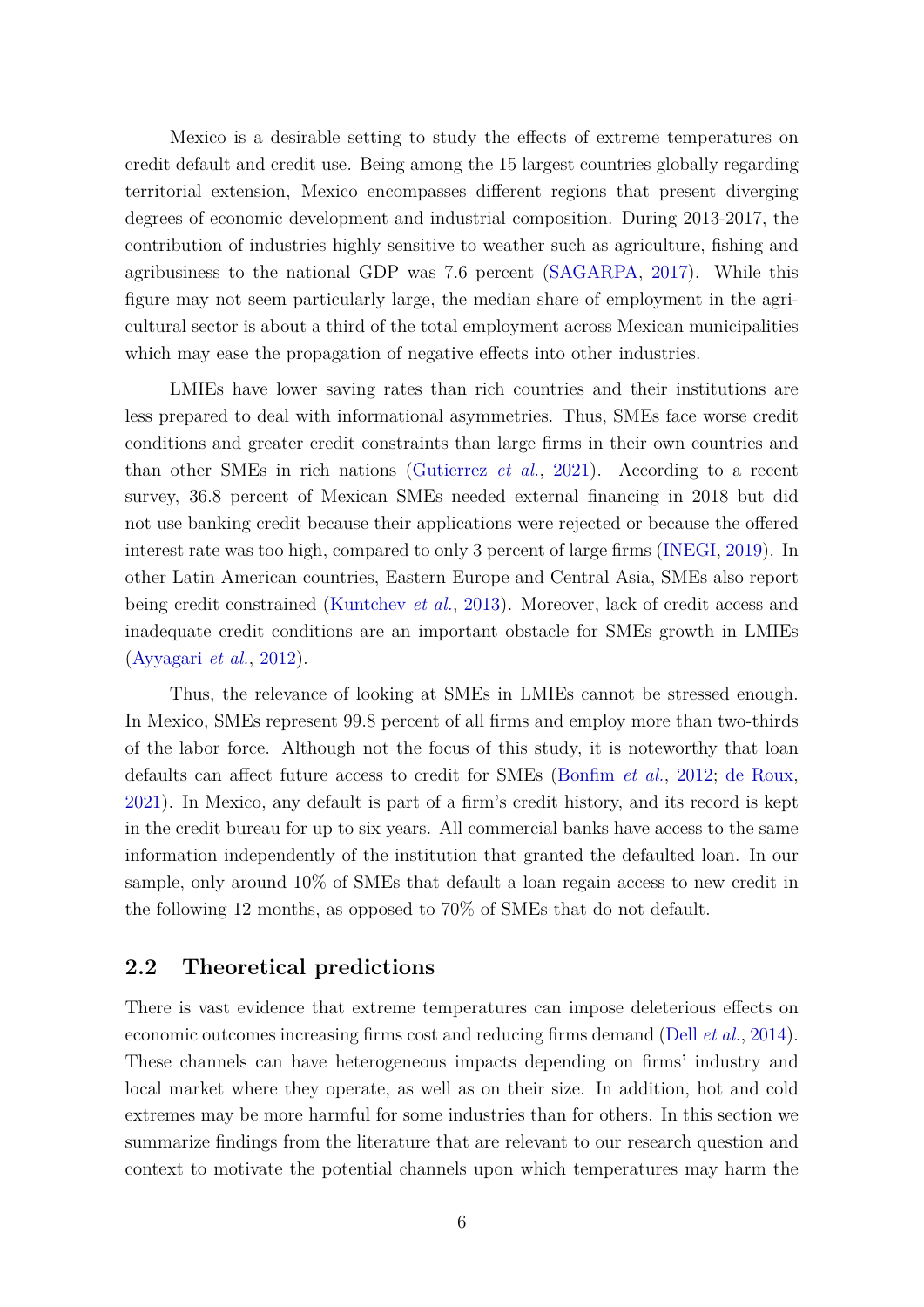Mexico is a desirable setting to study the effects of extreme temperatures on credit default and credit use. Being among the 15 largest countries globally regarding territorial extension, Mexico encompasses different regions that present diverging degrees of economic development and industrial composition. During 2013-2017, the contribution of industries highly sensitive to weather such as agriculture, fishing and agribusiness to the national GDP was 7.6 percent (SAGARPA, 2017). While this figure may not seem particularly large, the median share of employment in the agricultural sector is about a third of the total employment across Mexican municipalities which may ease the propagation of negative effects into other industries.

LMIEs have lower saving rates than rich countries and their institutions are less prepared to deal with informational asymmetries. Thus, SMEs face worse credit conditions and greater credit constraints than large firms in their own countries and than other SMEs in rich nations (Gutierrez *et al.*, 2021). According to a recent survey, 36.8 percent of Mexican SMEs needed external financing in 2018 but did not use banking credit because their applications were rejected or because the offered interest rate was too high, compared to only 3 percent of large firms (INEGI, 2019). In other Latin American countries, Eastern Europe and Central Asia, SMEs also report being credit constrained (Kuntchev *et al.*, 2013). Moreover, lack of credit access and inadequate credit conditions are an important obstacle for SMEs growth in LMIEs (Ayyagari *et al.*, 2012).

Thus, the relevance of looking at SMEs in LMIEs cannot be stressed enough. In Mexico, SMEs represent 99.8 percent of all firms and employ more than two-thirds of the labor force. Although not the focus of this study, it is noteworthy that loan defaults can affect future access to credit for SMEs (Bonfim *et al.*, 2012; de Roux, 2021). In Mexico, any default is part of a firm's credit history, and its record is kept in the credit bureau for up to six years. All commercial banks have access to the same information independently of the institution that granted the defaulted loan. In our sample, only around 10% of SMEs that default a loan regain access to new credit in the following 12 months, as opposed to 70% of SMEs that do not default.

## 2.2 Theoretical predictions

There is vast evidence that extreme temperatures can impose deleterious effects on economic outcomes increasing firms cost and reducing firms demand (Dell *et al.*, 2014). These channels can have heterogeneous impacts depending on firms' industry and local market where they operate, as well as on their size. In addition, hot and cold extremes may be more harmful for some industries than for others. In this section we summarize findings from the literature that are relevant to our research question and context to motivate the potential channels upon which temperatures may harm the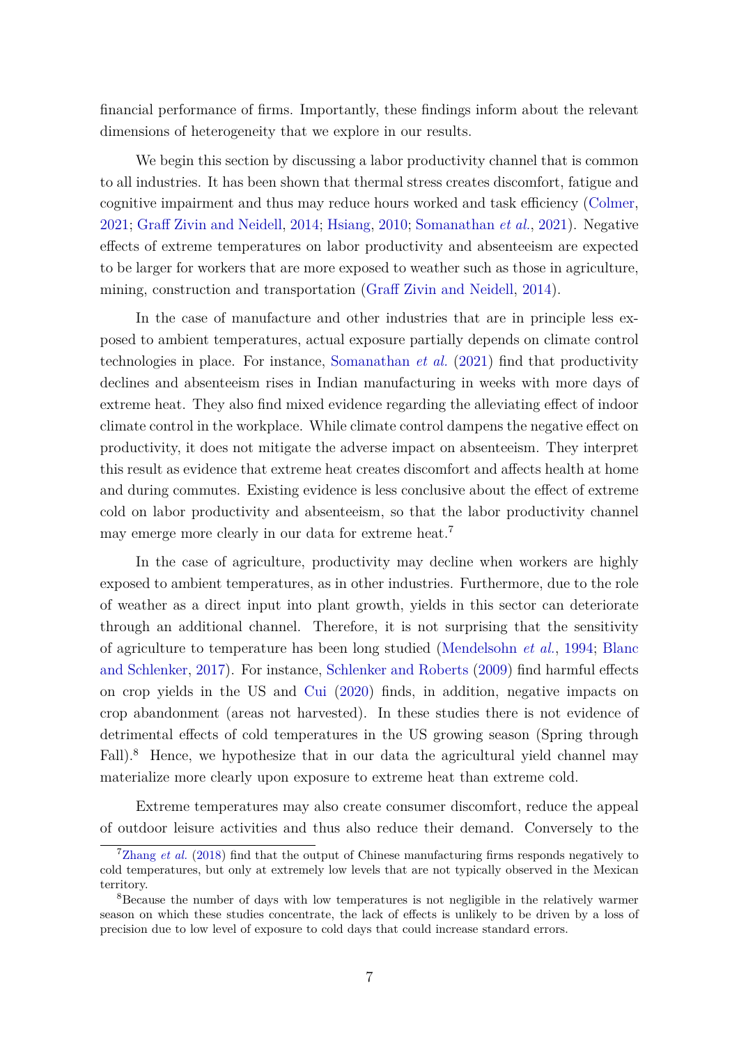financial performance of firms. Importantly, these findings inform about the relevant dimensions of heterogeneity that we explore in our results.

We begin this section by discussing a labor productivity channel that is common to all industries. It has been shown that thermal stress creates discomfort, fatigue and cognitive impairment and thus may reduce hours worked and task efficiency (Colmer, 2021; Graff Zivin and Neidell, 2014; Hsiang, 2010; Somanathan *et al.*, 2021). Negative effects of extreme temperatures on labor productivity and absenteeism are expected to be larger for workers that are more exposed to weather such as those in agriculture, mining, construction and transportation (Graff Zivin and Neidell, 2014).

In the case of manufacture and other industries that are in principle less exposed to ambient temperatures, actual exposure partially depends on climate control technologies in place. For instance, Somanathan *et al.* (2021) find that productivity declines and absenteeism rises in Indian manufacturing in weeks with more days of extreme heat. They also find mixed evidence regarding the alleviating effect of indoor climate control in the workplace. While climate control dampens the negative effect on productivity, it does not mitigate the adverse impact on absenteeism. They interpret this result as evidence that extreme heat creates discomfort and affects health at home and during commutes. Existing evidence is less conclusive about the effect of extreme cold on labor productivity and absenteeism, so that the labor productivity channel may emerge more clearly in our data for extreme heat.[7]

In the case of agriculture, productivity may decline when workers are highly exposed to ambient temperatures, as in other industries. Furthermore, due to the role of weather as a direct input into plant growth, yields in this sector can deteriorate through an additional channel. Therefore, it is not surprising that the sensitivity of agriculture to temperature has been long studied (Mendelsohn *et al.*, 1994; Blanc and Schlenker, 2017). For instance, Schlenker and Roberts (2009) find harmful effects on crop yields in the US and Cui (2020) finds, in addition, negative impacts on crop abandonment (areas not harvested). In these studies there is not evidence of detrimental effects of cold temperatures in the US growing season (Spring through Fall).[8] Hence, we hypothesize that in our data the agricultural yield channel may materialize more clearly upon exposure to extreme heat than extreme cold.

Extreme temperatures may also create consumer discomfort, reduce the appeal of outdoor leisure activities and thus also reduce their demand. Conversely to the

[7] Zhang *et al.* (2018) find that the output of Chinese manufacturing firms responds negatively to cold temperatures, but only at extremely low levels that are not typically observed in the Mexican territory.

[8] Because the number of days with low temperatures is not negligible in the relatively warmer season on which these studies concentrate, the lack of effects is unlikely to be driven by a loss of precision due to low level of exposure to cold days that could increase standard errors.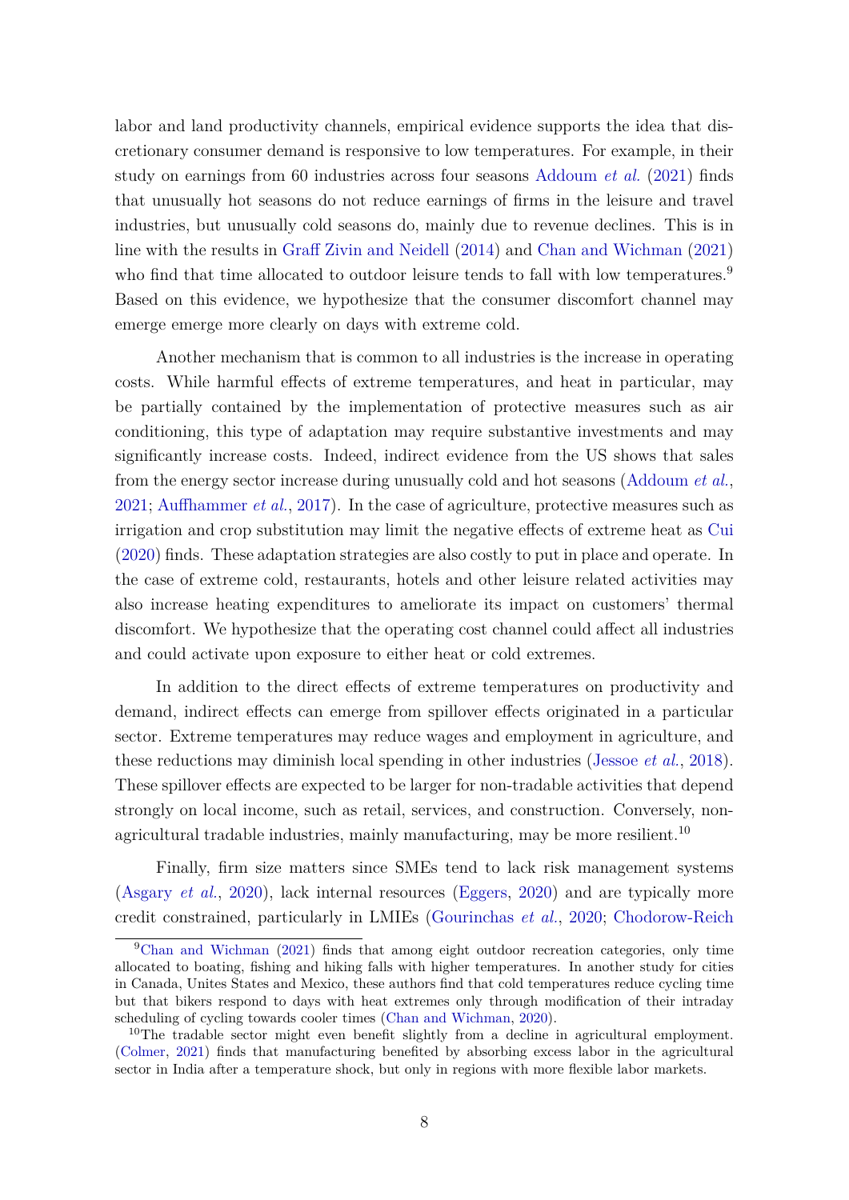labor and land productivity channels, empirical evidence supports the idea that discretionary consumer demand is responsive to low temperatures. For example, in their study on earnings from 60 industries across four seasons Addoum *et al.* (2021) finds that unusually hot seasons do not reduce earnings of firms in the leisure and travel industries, but unusually cold seasons do, mainly due to revenue declines. This is in line with the results in Graff Zivin and Neidell (2014) and Chan and Wichman (2021) who find that time allocated to outdoor leisure tends to fall with low temperatures.[9] Based on this evidence, we hypothesize that the consumer discomfort channel may emerge emerge more clearly on days with extreme cold.

Another mechanism that is common to all industries is the increase in operating costs. While harmful effects of extreme temperatures, and heat in particular, may be partially contained by the implementation of protective measures such as air conditioning, this type of adaptation may require substantive investments and may significantly increase costs. Indeed, indirect evidence from the US shows that sales from the energy sector increase during unusually cold and hot seasons (Addoum *et al.*, 2021; Auffhammer *et al.*, 2017). In the case of agriculture, protective measures such as irrigation and crop substitution may limit the negative effects of extreme heat as Cui (2020) finds. These adaptation strategies are also costly to put in place and operate. In the case of extreme cold, restaurants, hotels and other leisure related activities may also increase heating expenditures to ameliorate its impact on customers' thermal discomfort. We hypothesize that the operating cost channel could affect all industries and could activate upon exposure to either heat or cold extremes.

In addition to the direct effects of extreme temperatures on productivity and demand, indirect effects can emerge from spillover effects originated in a particular sector. Extreme temperatures may reduce wages and employment in agriculture, and these reductions may diminish local spending in other industries (Jessoe *et al.*, 2018). These spillover effects are expected to be larger for non-tradable activities that depend strongly on local income, such as retail, services, and construction. Conversely, non-agricultural tradable industries, mainly manufacturing, may be more resilient.[10]

Finally, firm size matters since SMEs tend to lack risk management systems (Asgary *et al.*, 2020), lack internal resources (Eggers, 2020) and are typically more credit constrained, particularly in LMIEs (Gourinchas *et al.*, 2020; Chodorow-Reich

[9] Chan and Wichman (2021) finds that among eight outdoor recreation categories, only time allocated to boating, fishing and hiking falls with higher temperatures. In another study for cities in Canada, Unites States and Mexico, these authors find that cold temperatures reduce cycling time but that bikers respond to days with heat extremes only through modification of their intraday scheduling of cycling towards cooler times (Chan and Wichman, 2020).

[10] The tradable sector might even benefit slightly from a decline in agricultural employment. (Colmer, 2021) finds that manufacturing benefited by absorbing excess labor in the agricultural sector in India after a temperature shock, but only in regions with more flexible labor markets.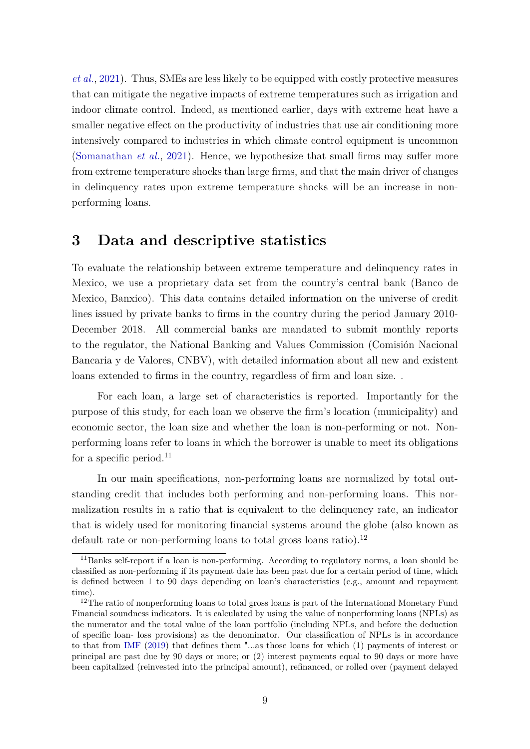*et al.*, 2021). Thus, SMEs are less likely to be equipped with costly protective measures that can mitigate the negative impacts of extreme temperatures such as irrigation and indoor climate control. Indeed, as mentioned earlier, days with extreme heat have a smaller negative effect on the productivity of industries that use air conditioning more intensively compared to industries in which climate control equipment is uncommon (Somanathan *et al.*, 2021). Hence, we hypothesize that small firms may suffer more from extreme temperature shocks than large firms, and that the main driver of changes in delinquency rates upon extreme temperature shocks will be an increase in non-performing loans.

## 3 Data and descriptive statistics

To evaluate the relationship between extreme temperature and delinquency rates in Mexico, we use a proprietary data set from the country's central bank (Banco de Mexico, Banxico). This data contains detailed information on the universe of credit lines issued by private banks to firms in the country during the period January 2010-December 2018. All commercial banks are mandated to submit monthly reports to the regulator, the National Banking and Values Commission (Comisión Nacional Bancaria y de Valores, CNBV), with detailed information about all new and existent loans extended to firms in the country, regardless of firm and loan size. .

For each loan, a large set of characteristics is reported. Importantly for the purpose of this study, for each loan we observe the firm's location (municipality) and economic sector, the loan size and whether the loan is non-performing or not. Non-performing loans refer to loans in which the borrower is unable to meet its obligations for a specific period.[11]

In our main specifications, non-performing loans are normalized by total outstanding credit that includes both performing and non-performing loans. This normalization results in a ratio that is equivalent to the delinquency rate, an indicator that is widely used for monitoring financial systems around the globe (also known as default rate or non-performing loans to total gross loans ratio).[12]

[11] Banks self-report if a loan is non-performing. According to regulatory norms, a loan should be classified as non-performing if its payment date has been past due for a certain period of time, which is defined between 1 to 90 days depending on loan's characteristics (e.g., amount and repayment time).

[12] The ratio of nonperforming loans to total gross loans is part of the International Monetary Fund Financial soundness indicators. It is calculated by using the value of nonperforming loans (NPLs) as the numerator and the total value of the loan portfolio (including NPLs, and before the deduction of specific loan- loss provisions) as the denominator. Our classification of NPLs is in accordance to that from IMF (2019) that defines them "...as those loans for which (1) payments of interest or principal are past due by 90 days or more; or (2) interest payments equal to 90 days or more have been capitalized (reinvested into the principal amount), refinanced, or rolled over (payment delayed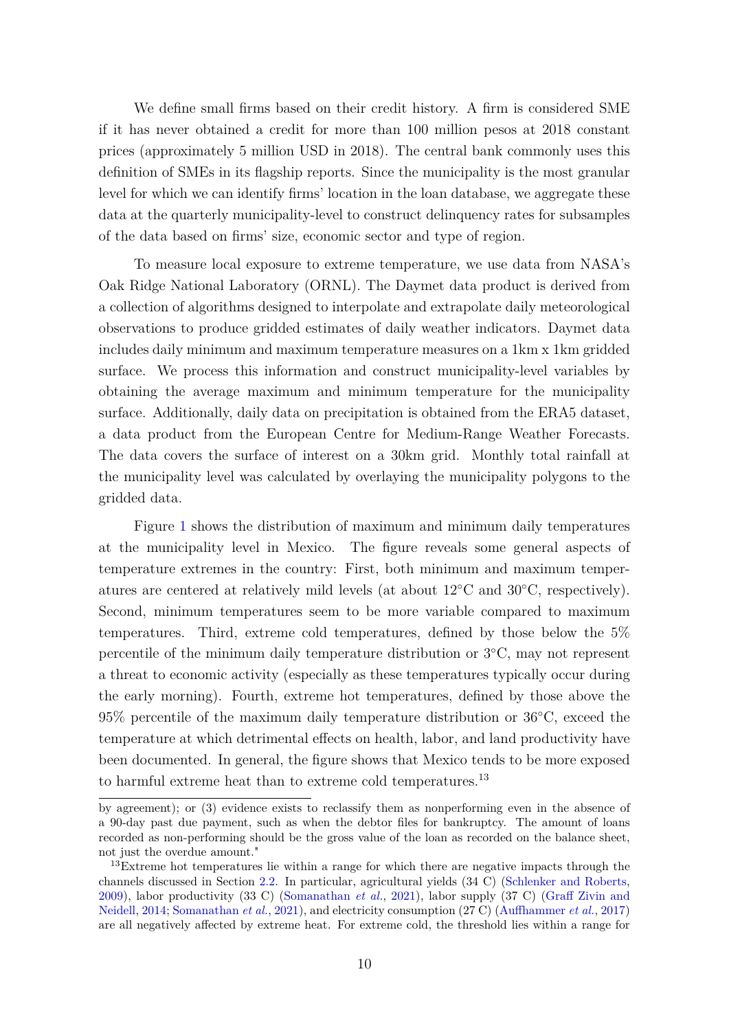We define small firms based on their credit history. A firm is considered SME if it has never obtained a credit for more than 100 million pesos at 2018 constant prices (approximately 5 million USD in 2018). The central bank commonly uses this definition of SMEs in its flagship reports. Since the municipality is the most granular level for which we can identify firms' location in the loan database, we aggregate these data at the quarterly municipality-level to construct delinquency rates for subsamples of the data based on firms' size, economic sector and type of region.

To measure local exposure to extreme temperature, we use data from NASA's Oak Ridge National Laboratory (ORNL). The Daymet data product is derived from a collection of algorithms designed to interpolate and extrapolate daily meteorological observations to produce gridded estimates of daily weather indicators. Daymet data includes daily minimum and maximum temperature measures on a 1km x 1km gridded surface. We process this information and construct municipality-level variables by obtaining the average maximum and minimum temperature for the municipality surface. Additionally, daily data on precipitation is obtained from the ERA5 dataset, a data product from the European Centre for Medium-Range Weather Forecasts. The data covers the surface of interest on a 30km grid. Monthly total rainfall at the municipality level was calculated by overlaying the municipality polygons to the gridded data.

Figure 1 shows the distribution of maximum and minimum daily temperatures at the municipality level in Mexico. The figure reveals some general aspects of temperature extremes in the country: First, both minimum and maximum temperatures are centered at relatively mild levels (at about 12°C and 30°C, respectively). Second, minimum temperatures seem to be more variable compared to maximum temperatures. Third, extreme cold temperatures, defined by those below the 5% percentile of the minimum daily temperature distribution or 3°C, may not represent a threat to economic activity (especially as these temperatures typically occur during the early morning). Fourth, extreme hot temperatures, defined by those above the 95% percentile of the maximum daily temperature distribution or 36°C, exceed the temperature at which detrimental effects on health, labor, and land productivity have been documented. In general, the figure shows that Mexico tends to be more exposed to harmful extreme heat than to extreme cold temperatures.[13]

by agreement); or (3) evidence exists to reclassify them as nonperforming even in the absence of a 90-day past due payment, such as when the debtor files for bankruptcy. The amount of loans recorded as non-performing should be the gross value of the loan as recorded on the balance sheet, not just the overdue amount."

[13] Extreme hot temperatures lie within a range for which there are negative impacts through the channels discussed in Section 2.2. In particular, agricultural yields (34 C) (Schlenker and Roberts, 2009), labor productivity (33 C) (Somanathan *et al.*, 2021), labor supply (37 C) (Graff Zivin and Neidell, 2014; Somanathan *et al.*, 2021), and electricity consumption (27 C) (Auffhammer *et al.*, 2017) are all negatively affected by extreme heat. For extreme cold, the threshold lies within a range for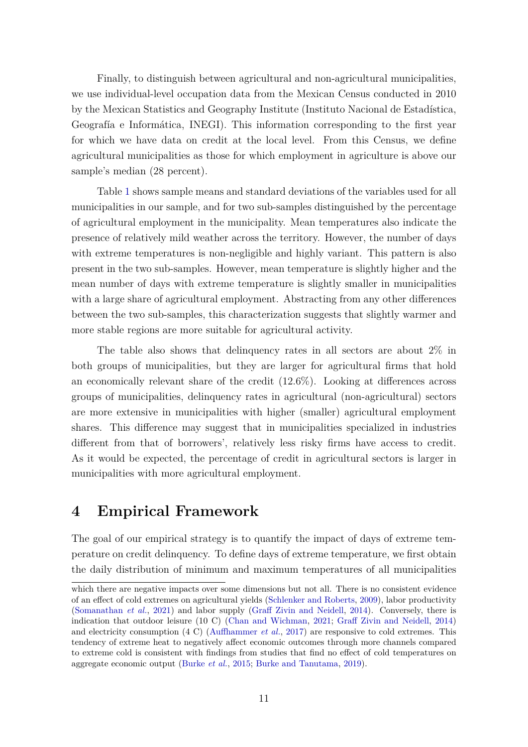Finally, to distinguish between agricultural and non-agricultural municipalities, we use individual-level occupation data from the Mexican Census conducted in 2010 by the Mexican Statistics and Geography Institute (Instituto Nacional de Estadística, Geografía e Informática, INEGI). This information corresponding to the first year for which we have data on credit at the local level. From this Census, we define agricultural municipalities as those for which employment in agriculture is above our sample's median (28 percent).

Table 1 shows sample means and standard deviations of the variables used for all municipalities in our sample, and for two sub-samples distinguished by the percentage of agricultural employment in the municipality. Mean temperatures also indicate the presence of relatively mild weather across the territory. However, the number of days with extreme temperatures is non-negligible and highly variant. This pattern is also present in the two sub-samples. However, mean temperature is slightly higher and the mean number of days with extreme temperature is slightly smaller in municipalities with a large share of agricultural employment. Abstracting from any other differences between the two sub-samples, this characterization suggests that slightly warmer and more stable regions are more suitable for agricultural activity.

The table also shows that delinquency rates in all sectors are about 2% in both groups of municipalities, but they are larger for agricultural firms that hold an economically relevant share of the credit (12.6%). Looking at differences across groups of municipalities, delinquency rates in agricultural (non-agricultural) sectors are more extensive in municipalities with higher (smaller) agricultural employment shares. This difference may suggest that in municipalities specialized in industries different from that of borrowers', relatively less risky firms have access to credit. As it would be expected, the percentage of credit in agricultural sectors is larger in municipalities with more agricultural employment.

# 4 Empirical Framework

The goal of our empirical strategy is to quantify the impact of days of extreme temperature on credit delinquency. To define days of extreme temperature, we first obtain the daily distribution of minimum and maximum temperatures of all municipalities

which there are negative impacts over some dimensions but not all. There is no consistent evidence of an effect of cold extremes on agricultural yields (Schlenker and Roberts, 2009), labor productivity (Somanathan *et al.*, 2021) and labor supply (Graff Zivin and Neidell, 2014). Conversely, there is indication that outdoor leisure (10 C) (Chan and Wichman, 2021; Graff Zivin and Neidell, 2014) and electricity consumption (4 C) (Auffhammer *et al.*, 2017) are responsive to cold extremes. This tendency of extreme heat to negatively affect economic outcomes through more channels compared to extreme cold is consistent with findings from studies that find no effect of cold temperatures on aggregate economic output (Burke *et al.*, 2015; Burke and Tanutama, 2019).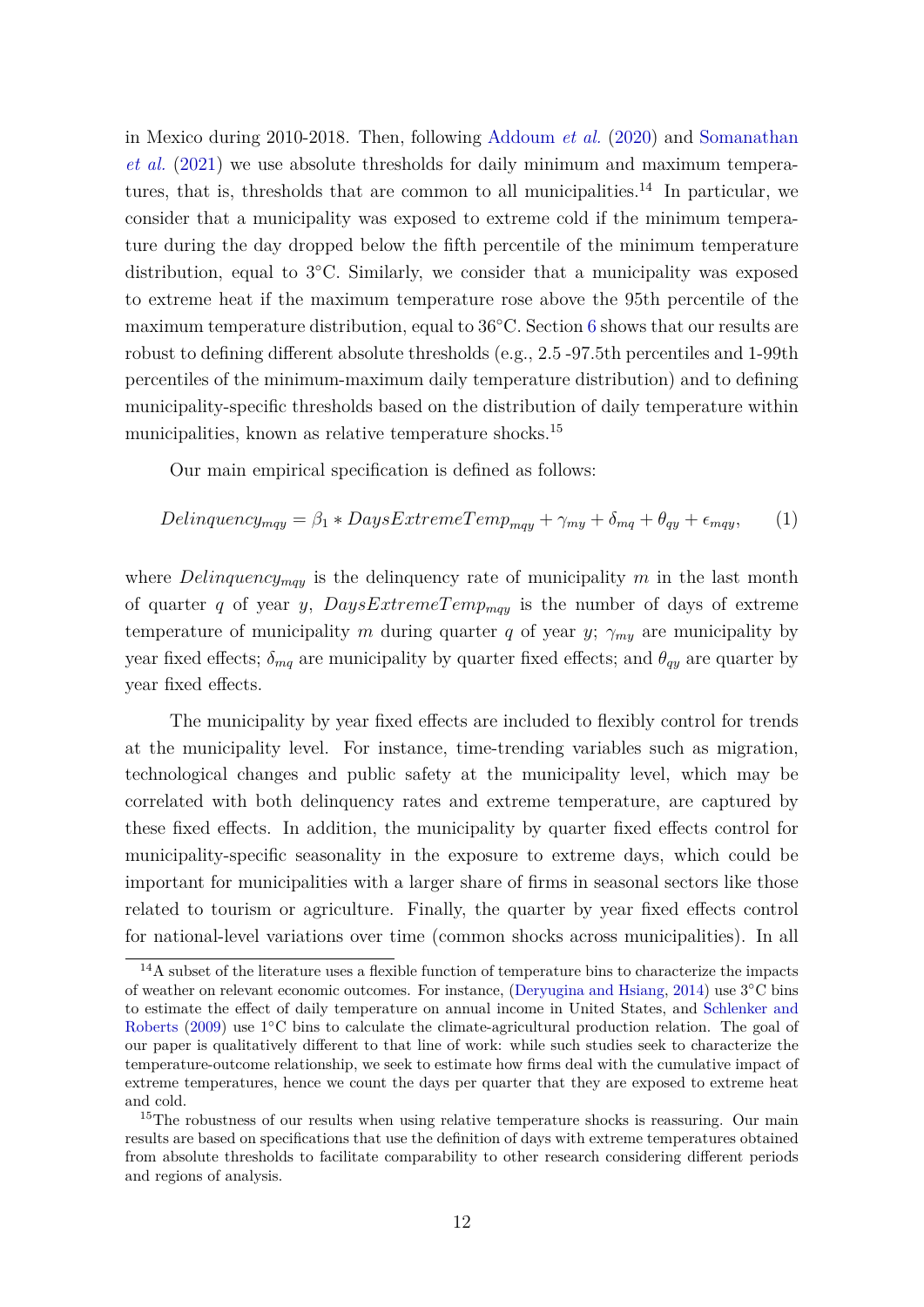in Mexico during 2010-2018. Then, following Addoum *et al.* (2020) and Somanathan *et al.* (2021) we use absolute thresholds for daily minimum and maximum temperatures, that is, thresholds that are common to all municipalities.[14] In particular, we consider that a municipality was exposed to extreme cold if the minimum temperature during the day dropped below the fifth percentile of the minimum temperature distribution, equal to 3°C. Similarly, we consider that a municipality was exposed to extreme heat if the maximum temperature rose above the 95th percentile of the maximum temperature distribution, equal to 36°C. Section 6 shows that our results are robust to defining different absolute thresholds (e.g., 2.5 -97.5th percentiles and 1-99th percentiles of the minimum-maximum daily temperature distribution) and to defining municipality-specific thresholds based on the distribution of daily temperature within municipalities, known as relative temperature shocks.[15]

Our main empirical specification is defined as follows:

$$Delinquency_{mqy} = \beta_1 * DaysExtremeTemp_{mqy} + \gamma_{my} + \delta_{mq} + \theta_{qy} + \epsilon_{mqy}, \qquad (1)$$

where $Delinquency_{mqy}$ is the delinquency rate of municipality $m$ in the last month of quarter $q$ of year $y$, $DaysExtremeTemp_{mqy}$ is the number of days of extreme temperature of municipality $m$ during quarter $q$ of year $y$; $\gamma_{my}$ are municipality by year fixed effects; $\delta_{mq}$ are municipality by quarter fixed effects; and $\theta_{qy}$ are quarter by year fixed effects.

The municipality by year fixed effects are included to flexibly control for trends at the municipality level. For instance, time-trending variables such as migration, technological changes and public safety at the municipality level, which may be correlated with both delinquency rates and extreme temperature, are captured by these fixed effects. In addition, the municipality by quarter fixed effects control for municipality-specific seasonality in the exposure to extreme days, which could be important for municipalities with a larger share of firms in seasonal sectors like those related to tourism or agriculture. Finally, the quarter by year fixed effects control for national-level variations over time (common shocks across municipalities). In all

---

[14] A subset of the literature uses a flexible function of temperature bins to characterize the impacts of weather on relevant economic outcomes. For instance, (Deryugina and Hsiang, 2014) use 3°C bins to estimate the effect of daily temperature on annual income in United States, and Schlenker and Roberts (2009) use 1°C bins to calculate the climate-agricultural production relation. The goal of our paper is qualitatively different to that line of work: while such studies seek to characterize the temperature-outcome relationship, we seek to estimate how firms deal with the cumulative impact of extreme temperatures, hence we count the days per quarter that they are exposed to extreme heat and cold.

[15] The robustness of our results when using relative temperature shocks is reassuring. Our main results are based on specifications that use the definition of days with extreme temperatures obtained from absolute thresholds to facilitate comparability to other research considering different periods and regions of analysis.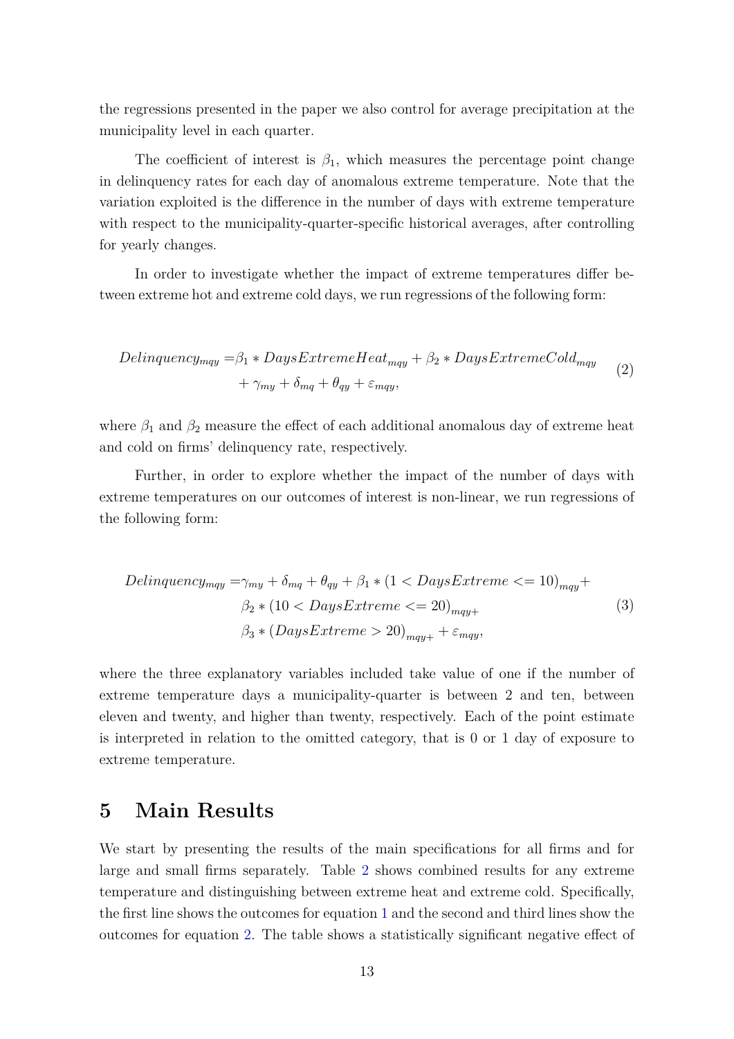the regressions presented in the paper we also control for average precipitation at the municipality level in each quarter.

The coefficient of interest is $\beta_1$, which measures the percentage point change in delinquency rates for each day of anomalous extreme temperature. Note that the variation exploited is the difference in the number of days with extreme temperature with respect to the municipality-quarter-specific historical averages, after controlling for yearly changes.

In order to investigate whether the impact of extreme temperatures differ between extreme hot and extreme cold days, we run regressions of the following form:

$$
\begin{aligned}
Delinquency_{mqy} = & \beta_1 * DaysExtremeHeat_{mqy} + \beta_2 * DaysExtremeCold_{mqy} \\
& + \gamma_{my} + \delta_{mq} + \theta_{qy} + \varepsilon_{mqy},
\end{aligned} \tag{2}
$$

where $\beta_1$ and $\beta_2$ measure the effect of each additional anomalous day of extreme heat and cold on firms' delinquency rate, respectively.

Further, in order to explore whether the impact of the number of days with extreme temperatures on our outcomes of interest is non-linear, we run regressions of the following form:

$$
\begin{aligned}
Delinquency_{mqy} = & \gamma_{my} + \delta_{mq} + \theta_{qy} + \beta_1 * (1 < DaysExtreme <= 10)_{mqy} + \\
& \beta_2 * (10 < DaysExtreme <= 20)_{mqy+} \\
& \beta_3 * (DaysExtreme > 20)_{mqy+} + \varepsilon_{mqy},
\end{aligned} \tag{3}
$$

where the three explanatory variables included take value of one if the number of extreme temperature days a municipality-quarter is between 2 and ten, between eleven and twenty, and higher than twenty, respectively. Each of the point estimate is interpreted in relation to the omitted category, that is 0 or 1 day of exposure to extreme temperature.

# 5 Main Results

We start by presenting the results of the main specifications for all firms and for large and small firms separately. Table 2 shows combined results for any extreme temperature and distinguishing between extreme heat and extreme cold. Specifically, the first line shows the outcomes for equation 1 and the second and third lines show the outcomes for equation 2. The table shows a statistically significant negative effect of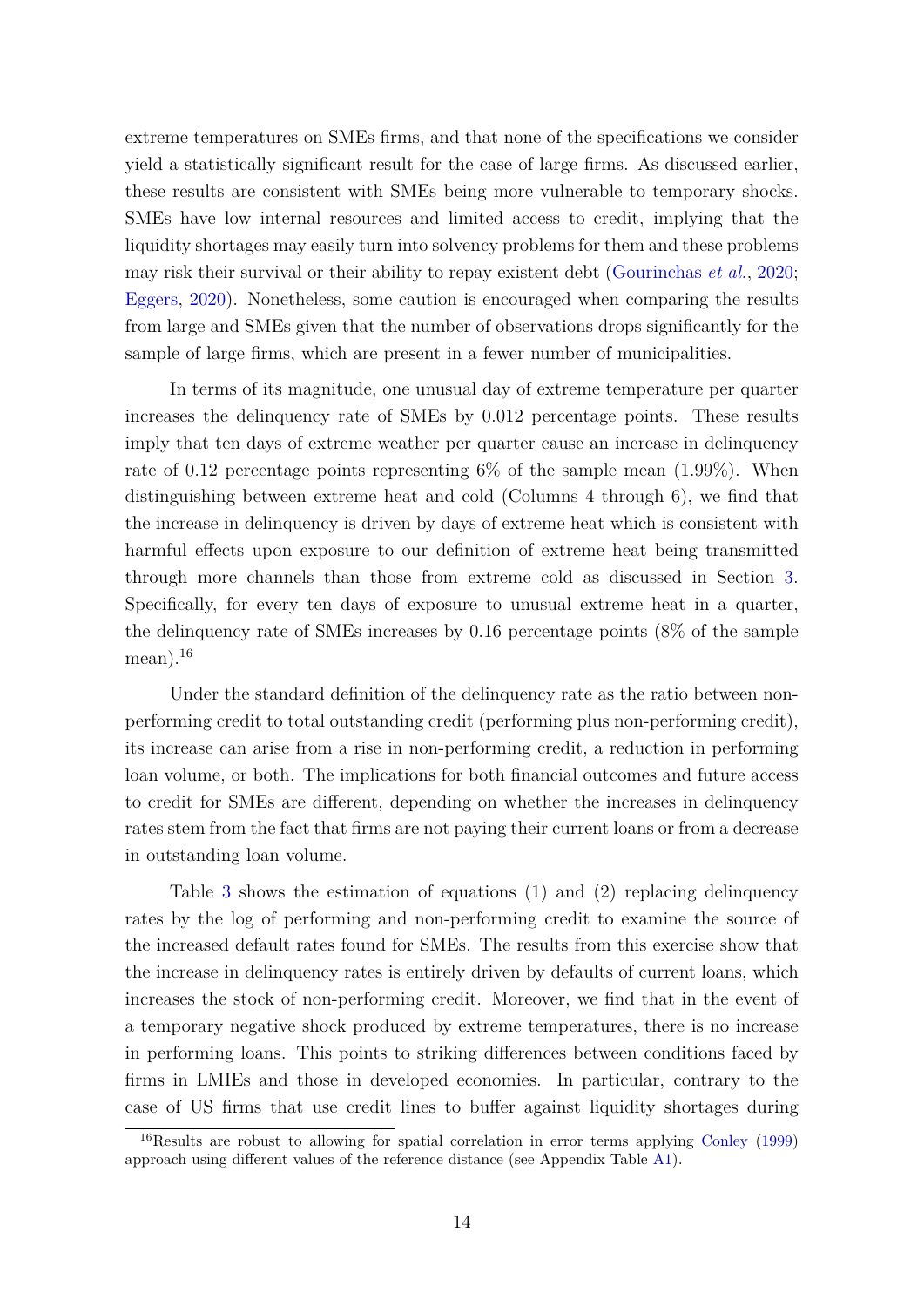extreme temperatures on SMEs firms, and that none of the specifications we consider yield a statistically significant result for the case of large firms. As discussed earlier, these results are consistent with SMEs being more vulnerable to temporary shocks. SMEs have low internal resources and limited access to credit, implying that the liquidity shortages may easily turn into solvency problems for them and these problems may risk their survival or their ability to repay existent debt (Gourinchas *et al.*, 2020; Eggers, 2020). Nonetheless, some caution is encouraged when comparing the results from large and SMEs given that the number of observations drops significantly for the sample of large firms, which are present in a fewer number of municipalities.

In terms of its magnitude, one unusual day of extreme temperature per quarter increases the delinquency rate of SMEs by 0.012 percentage points. These results imply that ten days of extreme weather per quarter cause an increase in delinquency rate of 0.12 percentage points representing 6% of the sample mean (1.99%). When distinguishing between extreme heat and cold (Columns 4 through 6), we find that the increase in delinquency is driven by days of extreme heat which is consistent with harmful effects upon exposure to our definition of extreme heat being transmitted through more channels than those from extreme cold as discussed in Section 3. Specifically, for every ten days of exposure to unusual extreme heat in a quarter, the delinquency rate of SMEs increases by 0.16 percentage points (8% of the sample mean).[16]

Under the standard definition of the delinquency rate as the ratio between non-performing credit to total outstanding credit (performing plus non-performing credit), its increase can arise from a rise in non-performing credit, a reduction in performing loan volume, or both. The implications for both financial outcomes and future access to credit for SMEs are different, depending on whether the increases in delinquency rates stem from the fact that firms are not paying their current loans or from a decrease in outstanding loan volume.

Table 3 shows the estimation of equations (1) and (2) replacing delinquency rates by the log of performing and non-performing credit to examine the source of the increased default rates found for SMEs. The results from this exercise show that the increase in delinquency rates is entirely driven by defaults of current loans, which increases the stock of non-performing credit. Moreover, we find that in the event of a temporary negative shock produced by extreme temperatures, there is no increase in performing loans. This points to striking differences between conditions faced by firms in LMIEs and those in developed economies. In particular, contrary to the case of US firms that use credit lines to buffer against liquidity shortages during

[16] Results are robust to allowing for spatial correlation in error terms applying Conley (1999) approach using different values of the reference distance (see Appendix Table A1).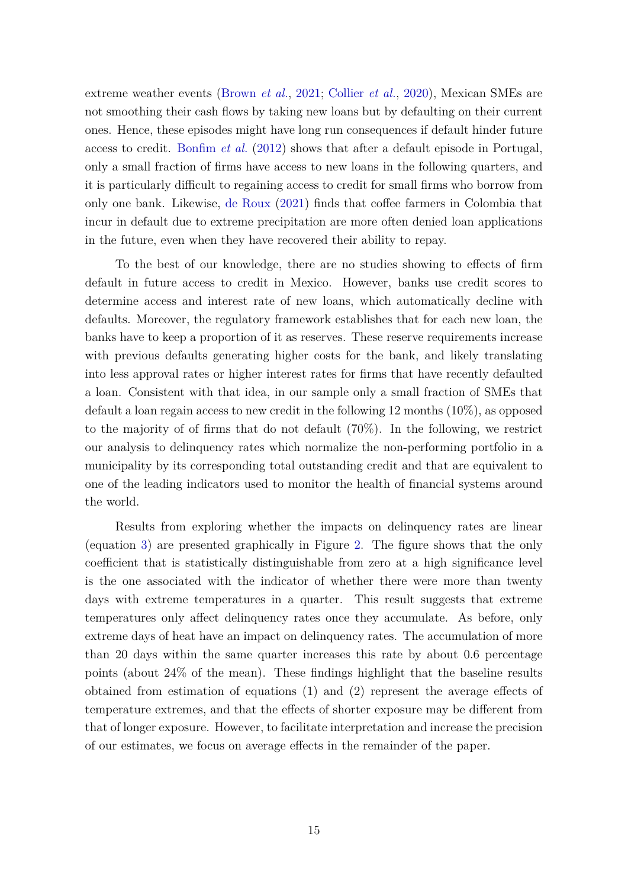extreme weather events (Brown *et al.*, 2021; Collier *et al.*, 2020), Mexican SMEs are not smoothing their cash flows by taking new loans but by defaulting on their current ones. Hence, these episodes might have long run consequences if default hinder future access to credit. Bonfim *et al.* (2012) shows that after a default episode in Portugal, only a small fraction of firms have access to new loans in the following quarters, and it is particularly difficult to regaining access to credit for small firms who borrow from only one bank. Likewise, de Roux (2021) finds that coffee farmers in Colombia that incur in default due to extreme precipitation are more often denied loan applications in the future, even when they have recovered their ability to repay.

To the best of our knowledge, there are no studies showing to effects of firm default in future access to credit in Mexico. However, banks use credit scores to determine access and interest rate of new loans, which automatically decline with defaults. Moreover, the regulatory framework establishes that for each new loan, the banks have to keep a proportion of it as reserves. These reserve requirements increase with previous defaults generating higher costs for the bank, and likely translating into less approval rates or higher interest rates for firms that have recently defaulted a loan. Consistent with that idea, in our sample only a small fraction of SMEs that default a loan regain access to new credit in the following 12 months (10%), as opposed to the majority of of firms that do not default (70%). In the following, we restrict our analysis to delinquency rates which normalize the non-performing portfolio in a municipality by its corresponding total outstanding credit and that are equivalent to one of the leading indicators used to monitor the health of financial systems around the world.

Results from exploring whether the impacts on delinquency rates are linear (equation 3) are presented graphically in Figure 2. The figure shows that the only coefficient that is statistically distinguishable from zero at a high significance level is the one associated with the indicator of whether there were more than twenty days with extreme temperatures in a quarter. This result suggests that extreme temperatures only affect delinquency rates once they accumulate. As before, only extreme days of heat have an impact on delinquency rates. The accumulation of more than 20 days within the same quarter increases this rate by about 0.6 percentage points (about 24% of the mean). These findings highlight that the baseline results obtained from estimation of equations (1) and (2) represent the average effects of temperature extremes, and that the effects of shorter exposure may be different from that of longer exposure. However, to facilitate interpretation and increase the precision of our estimates, we focus on average effects in the remainder of the paper.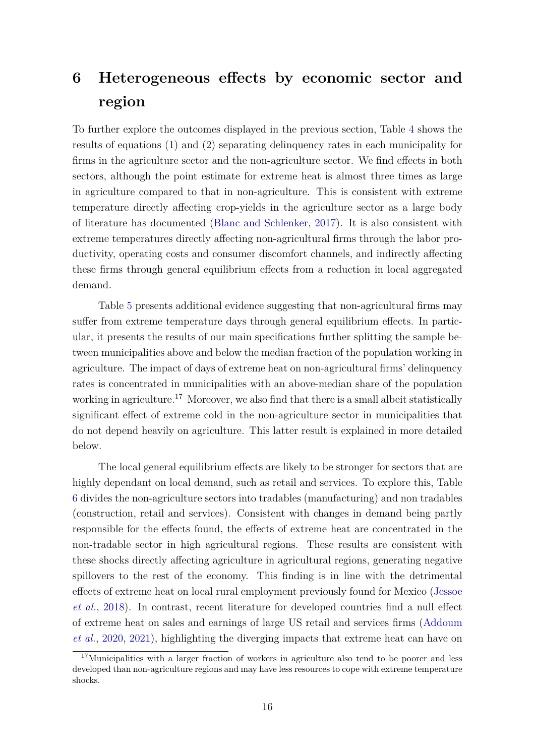# 6 Heterogeneous effects by economic sector and region

To further explore the outcomes displayed in the previous section, Table 4 shows the results of equations (1) and (2) separating delinquency rates in each municipality for firms in the agriculture sector and the non-agriculture sector. We find effects in both sectors, although the point estimate for extreme heat is almost three times as large in agriculture compared to that in non-agriculture. This is consistent with extreme temperature directly affecting crop-yields in the agriculture sector as a large body of literature has documented (Blanc and Schlenker, 2017). It is also consistent with extreme temperatures directly affecting non-agricultural firms through the labor productivity, operating costs and consumer discomfort channels, and indirectly affecting these firms through general equilibrium effects from a reduction in local aggregated demand.

Table 5 presents additional evidence suggesting that non-agricultural firms may suffer from extreme temperature days through general equilibrium effects. In particular, it presents the results of our main specifications further splitting the sample between municipalities above and below the median fraction of the population working in agriculture. The impact of days of extreme heat on non-agricultural firms' delinquency rates is concentrated in municipalities with an above-median share of the population working in agriculture.[17] Moreover, we also find that there is a small albeit statistically significant effect of extreme cold in the non-agriculture sector in municipalities that do not depend heavily on agriculture. This latter result is explained in more detailed below.

The local general equilibrium effects are likely to be stronger for sectors that are highly dependant on local demand, such as retail and services. To explore this, Table 6 divides the non-agriculture sectors into tradables (manufacturing) and non tradables (construction, retail and services). Consistent with changes in demand being partly responsible for the effects found, the effects of extreme heat are concentrated in the non-tradable sector in high agricultural regions. These results are consistent with these shocks directly affecting agriculture in agricultural regions, generating negative spillovers to the rest of the economy. This finding is in line with the detrimental effects of extreme heat on local rural employment previously found for Mexico (Jessoe *et al.*, 2018). In contrast, recent literature for developed countries find a null effect of extreme heat on sales and earnings of large US retail and services firms (Addoum *et al.*, 2020, 2021), highlighting the diverging impacts that extreme heat can have on

[17] Municipalities with a larger fraction of workers in agriculture also tend to be poorer and less developed than non-agriculture regions and may have less resources to cope with extreme temperature shocks.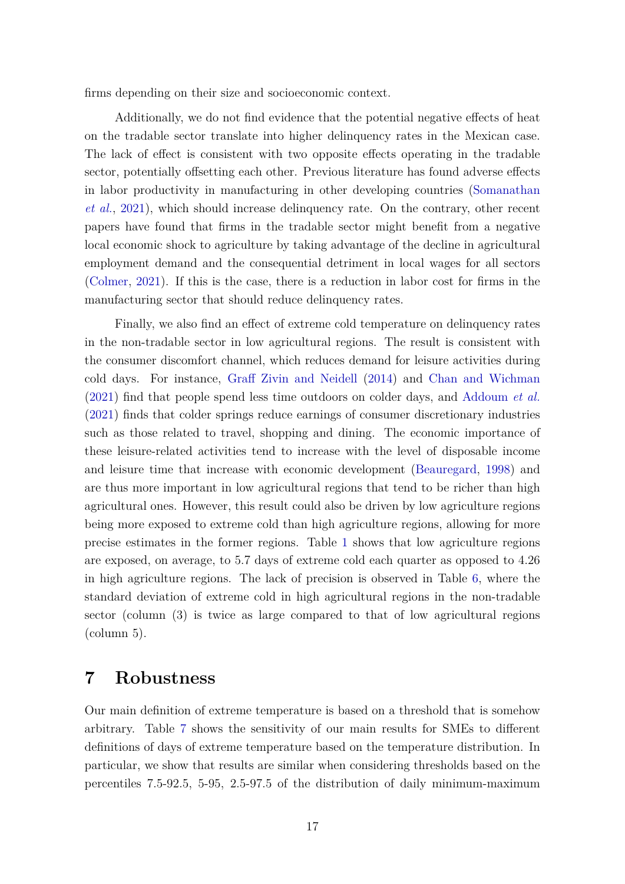firms depending on their size and socioeconomic context.

Additionally, we do not find evidence that the potential negative effects of heat on the tradable sector translate into higher delinquency rates in the Mexican case. The lack of effect is consistent with two opposite effects operating in the tradable sector, potentially offsetting each other. Previous literature has found adverse effects in labor productivity in manufacturing in other developing countries (Somanathan *et al.*, 2021), which should increase delinquency rate. On the contrary, other recent papers have found that firms in the tradable sector might benefit from a negative local economic shock to agriculture by taking advantage of the decline in agricultural employment demand and the consequential detriment in local wages for all sectors (Colmer, 2021). If this is the case, there is a reduction in labor cost for firms in the manufacturing sector that should reduce delinquency rates.

Finally, we also find an effect of extreme cold temperature on delinquency rates in the non-tradable sector in low agricultural regions. The result is consistent with the consumer discomfort channel, which reduces demand for leisure activities during cold days. For instance, Graff Zivin and Neidell (2014) and Chan and Wichman (2021) find that people spend less time outdoors on colder days, and Addoum *et al.* (2021) finds that colder springs reduce earnings of consumer discretionary industries such as those related to travel, shopping and dining. The economic importance of these leisure-related activities tend to increase with the level of disposable income and leisure time that increase with economic development (Beauregard, 1998) and are thus more important in low agricultural regions that tend to be richer than high agricultural ones. However, this result could also be driven by low agriculture regions being more exposed to extreme cold than high agriculture regions, allowing for more precise estimates in the former regions. Table 1 shows that low agriculture regions are exposed, on average, to 5.7 days of extreme cold each quarter as opposed to 4.26 in high agriculture regions. The lack of precision is observed in Table 6, where the standard deviation of extreme cold in high agricultural regions in the non-tradable sector (column (3) is twice as large compared to that of low agricultural regions (column 5).

# 7 Robustness

Our main definition of extreme temperature is based on a threshold that is somehow arbitrary. Table 7 shows the sensitivity of our main results for SMEs to different definitions of days of extreme temperature based on the temperature distribution. In particular, we show that results are similar when considering thresholds based on the percentiles 7.5-92.5, 5-95, 2.5-97.5 of the distribution of daily minimum-maximum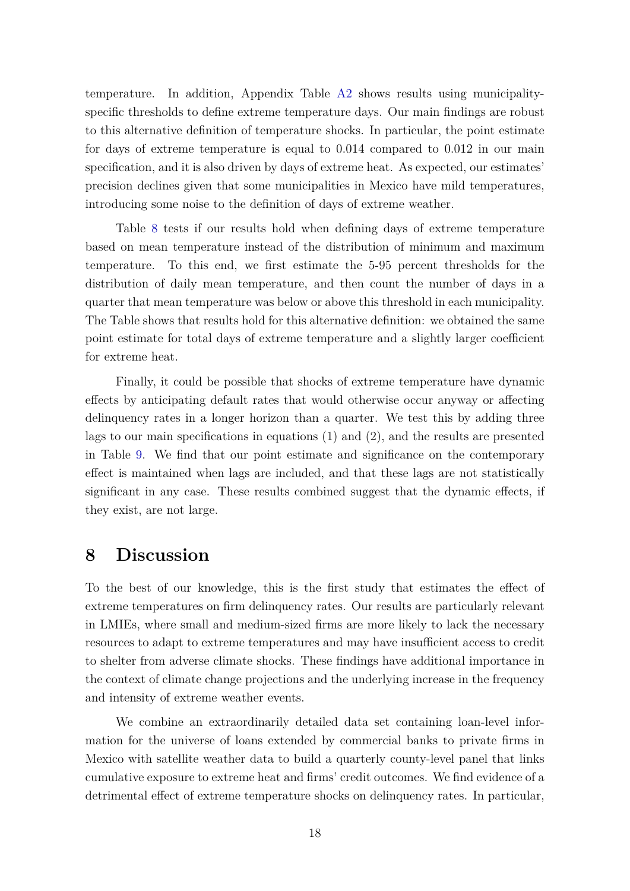temperature. In addition, Appendix Table A2 shows results using municipality-specific thresholds to define extreme temperature days. Our main findings are robust to this alternative definition of temperature shocks. In particular, the point estimate for days of extreme temperature is equal to 0.014 compared to 0.012 in our main specification, and it is also driven by days of extreme heat. As expected, our estimates' precision declines given that some municipalities in Mexico have mild temperatures, introducing some noise to the definition of days of extreme weather.

Table 8 tests if our results hold when defining days of extreme temperature based on mean temperature instead of the distribution of minimum and maximum temperature. To this end, we first estimate the 5-95 percent thresholds for the distribution of daily mean temperature, and then count the number of days in a quarter that mean temperature was below or above this threshold in each municipality. The Table shows that results hold for this alternative definition: we obtained the same point estimate for total days of extreme temperature and a slightly larger coefficient for extreme heat.

Finally, it could be possible that shocks of extreme temperature have dynamic effects by anticipating default rates that would otherwise occur anyway or affecting delinquency rates in a longer horizon than a quarter. We test this by adding three lags to our main specifications in equations (1) and (2), and the results are presented in Table 9. We find that our point estimate and significance on the contemporary effect is maintained when lags are included, and that these lags are not statistically significant in any case. These results combined suggest that the dynamic effects, if they exist, are not large.

# 8 Discussion

To the best of our knowledge, this is the first study that estimates the effect of extreme temperatures on firm delinquency rates. Our results are particularly relevant in LMIEs, where small and medium-sized firms are more likely to lack the necessary resources to adapt to extreme temperatures and may have insufficient access to credit to shelter from adverse climate shocks. These findings have additional importance in the context of climate change projections and the underlying increase in the frequency and intensity of extreme weather events.

We combine an extraordinarily detailed data set containing loan-level information for the universe of loans extended by commercial banks to private firms in Mexico with satellite weather data to build a quarterly county-level panel that links cumulative exposure to extreme heat and firms' credit outcomes. We find evidence of a detrimental effect of extreme temperature shocks on delinquency rates. In particular,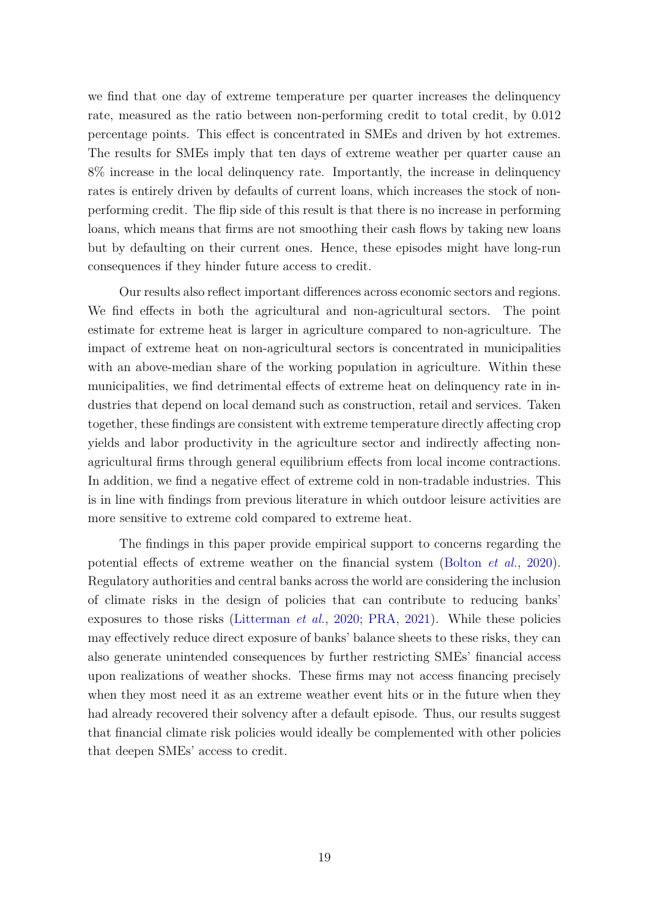we find that one day of extreme temperature per quarter increases the delinquency rate, measured as the ratio between non-performing credit to total credit, by 0.012 percentage points. This effect is concentrated in SMEs and driven by hot extremes. The results for SMEs imply that ten days of extreme weather per quarter cause an 8% increase in the local delinquency rate. Importantly, the increase in delinquency rates is entirely driven by defaults of current loans, which increases the stock of non-performing credit. The flip side of this result is that there is no increase in performing loans, which means that firms are not smoothing their cash flows by taking new loans but by defaulting on their current ones. Hence, these episodes might have long-run consequences if they hinder future access to credit.

Our results also reflect important differences across economic sectors and regions. We find effects in both the agricultural and non-agricultural sectors. The point estimate for extreme heat is larger in agriculture compared to non-agriculture. The impact of extreme heat on non-agricultural sectors is concentrated in municipalities with an above-median share of the working population in agriculture. Within these municipalities, we find detrimental effects of extreme heat on delinquency rate in industries that depend on local demand such as construction, retail and services. Taken together, these findings are consistent with extreme temperature directly affecting crop yields and labor productivity in the agriculture sector and indirectly affecting non-agricultural firms through general equilibrium effects from local income contractions. In addition, we find a negative effect of extreme cold in non-tradable industries. This is in line with findings from previous literature in which outdoor leisure activities are more sensitive to extreme cold compared to extreme heat.

The findings in this paper provide empirical support to concerns regarding the potential effects of extreme weather on the financial system (Bolton *et al.*, 2020). Regulatory authorities and central banks across the world are considering the inclusion of climate risks in the design of policies that can contribute to reducing banks' exposures to those risks (Litterman *et al.*, 2020; PRA, 2021). While these policies may effectively reduce direct exposure of banks' balance sheets to these risks, they can also generate unintended consequences by further restricting SMEs' financial access upon realizations of weather shocks. These firms may not access financing precisely when they most need it as an extreme weather event hits or in the future when they had already recovered their solvency after a default episode. Thus, our results suggest that financial climate risk policies would ideally be complemented with other policies that deepen SMEs' access to credit.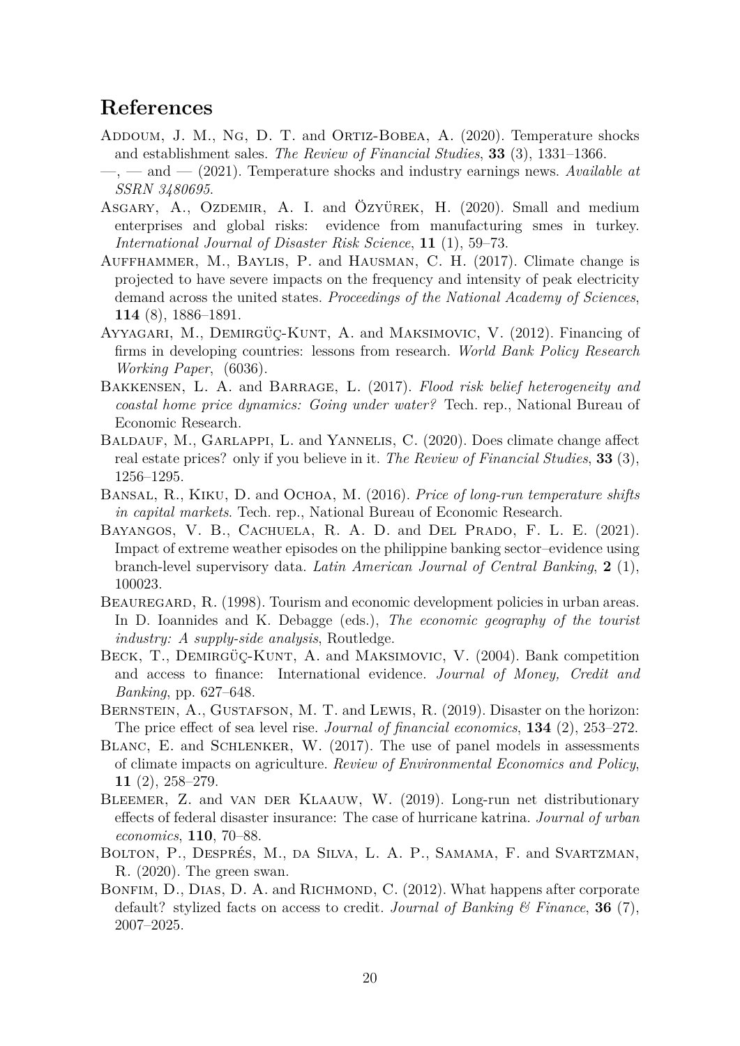## References

Addoum, J. M., Ng, D. T. and Ortiz-Bobea, A. (2020). Temperature shocks and establishment sales. *The Review of Financial Studies*, **33** (3), 1331–1366.

—, — and — (2021). Temperature shocks and industry earnings news. *Available at SSRN 3480695*.

Asgary, A., Ozdemir, A. I. and Özyürek, H. (2020). Small and medium enterprises and global risks: evidence from manufacturing smes in turkey. *International Journal of Disaster Risk Science*, **11** (1), 59–73.

Auffhammer, M., Baylis, P. and Hausman, C. H. (2017). Climate change is projected to have severe impacts on the frequency and intensity of peak electricity demand across the united states. *Proceedings of the National Academy of Sciences*, **114** (8), 1886–1891.

Ayyagari, M., Demirgüç-Kunt, A. and Maksimovic, V. (2012). Financing of firms in developing countries: lessons from research. *World Bank Policy Research Working Paper*, (6036).

Bakkensen, L. A. and Barrage, L. (2017). *Flood risk belief heterogeneity and coastal home price dynamics: Going under water?* Tech. rep., National Bureau of Economic Research.

Baldauf, M., Garlappi, L. and Yannelis, C. (2020). Does climate change affect real estate prices? only if you believe in it. *The Review of Financial Studies*, **33** (3), 1256–1295.

Bansal, R., Kiku, D. and Ochoa, M. (2016). *Price of long-run temperature shifts in capital markets*. Tech. rep., National Bureau of Economic Research.

Bayangos, V. B., Cachuela, R. A. D. and Del Prado, F. L. E. (2021). Impact of extreme weather episodes on the philippine banking sector–evidence using branch-level supervisory data. *Latin American Journal of Central Banking*, **2** (1), 100023.

Beauregard, R. (1998). Tourism and economic development policies in urban areas. In D. Ioannides and K. Debagge (eds.), *The economic geography of the tourist industry: A supply-side analysis*, Routledge.

Beck, T., Demirgüç-Kunt, A. and Maksimovic, V. (2004). Bank competition and access to finance: International evidence. *Journal of Money, Credit and Banking*, pp. 627–648.

Bernstein, A., Gustafson, M. T. and Lewis, R. (2019). Disaster on the horizon: The price effect of sea level rise. *Journal of financial economics*, **134** (2), 253–272.

Blanc, E. and Schlenker, W. (2017). The use of panel models in assessments of climate impacts on agriculture. *Review of Environmental Economics and Policy*, **11** (2), 258–279.

Bleemer, Z. and van der Klaauw, W. (2019). Long-run net distributionary effects of federal disaster insurance: The case of hurricane katrina. *Journal of urban economics*, **110**, 70–88.

Bolton, P., Després, M., da Silva, L. A. P., Samama, F. and Svartzman, R. (2020). The green swan.

Bonfim, D., Dias, D. A. and Richmond, C. (2012). What happens after corporate default? stylized facts on access to credit. *Journal of Banking & Finance*, **36** (7), 2007–2025.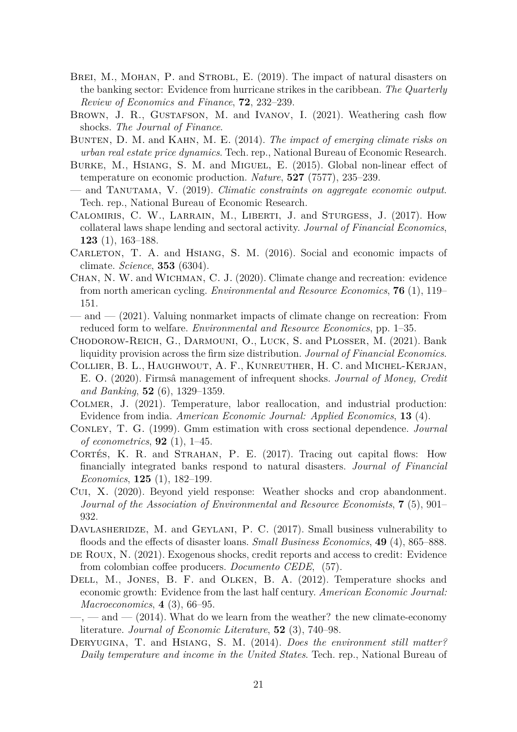Brei, M., Mohan, P. and Strobl, E. (2019). The impact of natural disasters on the banking sector: Evidence from hurricane strikes in the caribbean. *The Quarterly Review of Economics and Finance*, **72**, 232–239.

Brown, J. R., Gustafson, M. and Ivanov, I. (2021). Weathering cash flow shocks. *The Journal of Finance*.

Bunten, D. M. and Kahn, M. E. (2014). *The impact of emerging climate risks on urban real estate price dynamics*. Tech. rep., National Bureau of Economic Research.

Burke, M., Hsiang, S. M. and Miguel, E. (2015). Global non-linear effect of temperature on economic production. *Nature*, **527** (7577), 235–239.

— and Tanutama, V. (2019). *Climatic constraints on aggregate economic output*. Tech. rep., National Bureau of Economic Research.

Calomiris, C. W., Larrain, M., Liberti, J. and Sturgess, J. (2017). How collateral laws shape lending and sectoral activity. *Journal of Financial Economics*, **123** (1), 163–188.

Carleton, T. A. and Hsiang, S. M. (2016). Social and economic impacts of climate. *Science*, **353** (6304).

Chan, N. W. and Wichman, C. J. (2020). Climate change and recreation: evidence from north american cycling. *Environmental and Resource Economics*, **76** (1), 119–151.

— and — (2021). Valuing nonmarket impacts of climate change on recreation: From reduced form to welfare. *Environmental and Resource Economics*, pp. 1–35.

Chodorow-Reich, G., Darmouni, O., Luck, S. and Plosser, M. (2021). Bank liquidity provision across the firm size distribution. *Journal of Financial Economics*.

Collier, B. L., Haughwout, A. F., Kunreuther, H. C. and Michel-Kerjan, E. O. (2020). Firmsâ management of infrequent shocks. *Journal of Money, Credit and Banking*, **52** (6), 1329–1359.

Colmer, J. (2021). Temperature, labor reallocation, and industrial production: Evidence from india. *American Economic Journal: Applied Economics*, **13** (4).

Conley, T. G. (1999). Gmm estimation with cross sectional dependence. *Journal of econometrics*, **92** (1), 1–45.

Cortés, K. R. and Strahan, P. E. (2017). Tracing out capital flows: How financially integrated banks respond to natural disasters. *Journal of Financial Economics*, **125** (1), 182–199.

Cui, X. (2020). Beyond yield response: Weather shocks and crop abandonment. *Journal of the Association of Environmental and Resource Economists*, **7** (5), 901–932.

Davlasheridze, M. and Geylani, P. C. (2017). Small business vulnerability to floods and the effects of disaster loans. *Small Business Economics*, **49** (4), 865–888.

de Roux, N. (2021). Exogenous shocks, credit reports and access to credit: Evidence from colombian coffee producers. *Documento CEDE*, (57).

Dell, M., Jones, B. F. and Olken, B. A. (2012). Temperature shocks and economic growth: Evidence from the last half century. *American Economic Journal: Macroeconomics*, **4** (3), 66–95.

—, — and — (2014). What do we learn from the weather? the new climate-economy literature. *Journal of Economic Literature*, **52** (3), 740–98.

Deryugina, T. and Hsiang, S. M. (2014). *Does the environment still matter? Daily temperature and income in the United States*. Tech. rep., National Bureau of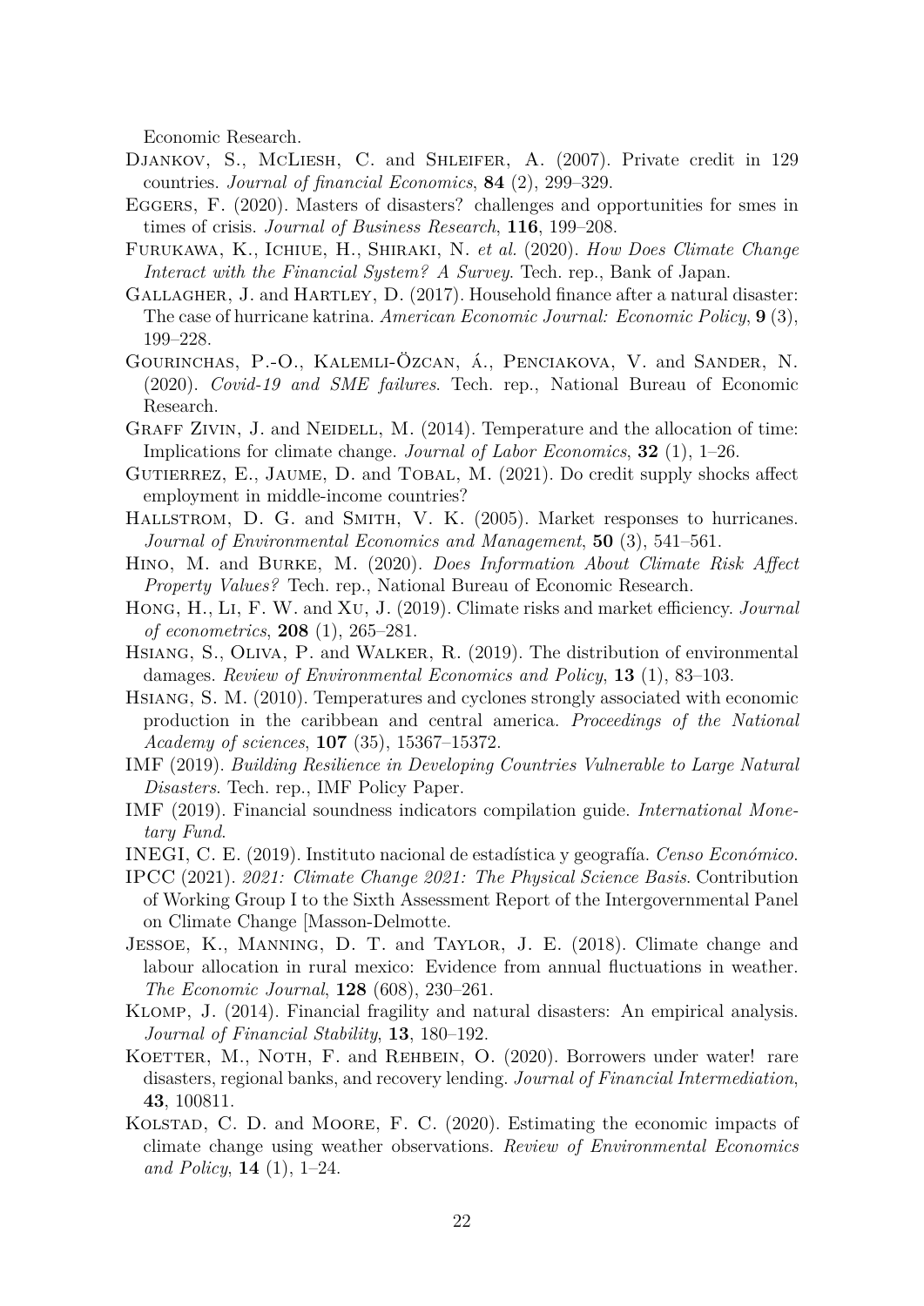Economic Research.

Djankov, S., McLiesh, C. and Shleifer, A. (2007). Private credit in 129 countries. *Journal of financial Economics*, **84** (2), 299–329.

Eggers, F. (2020). Masters of disasters? challenges and opportunities for smes in times of crisis. *Journal of Business Research*, **116**, 199–208.

Furukawa, K., Ichiue, H., Shiraki, N. *et al.* (2020). *How Does Climate Change Interact with the Financial System? A Survey*. Tech. rep., Bank of Japan.

Gallagher, J. and Hartley, D. (2017). Household finance after a natural disaster: The case of hurricane katrina. *American Economic Journal: Economic Policy*, **9** (3), 199–228.

Gourinchas, P.-O., Kalemli-Özcan, Á., Penciakova, V. and Sander, N. (2020). *Covid-19 and SME failures*. Tech. rep., National Bureau of Economic Research.

Graff Zivin, J. and Neidell, M. (2014). Temperature and the allocation of time: Implications for climate change. *Journal of Labor Economics*, **32** (1), 1–26.

Gutierrez, E., Jaume, D. and Tobal, M. (2021). Do credit supply shocks affect employment in middle-income countries?

Hallstrom, D. G. and Smith, V. K. (2005). Market responses to hurricanes. *Journal of Environmental Economics and Management*, **50** (3), 541–561.

Hino, M. and Burke, M. (2020). *Does Information About Climate Risk Affect Property Values?* Tech. rep., National Bureau of Economic Research.

Hong, H., Li, F. W. and Xu, J. (2019). Climate risks and market efficiency. *Journal of econometrics*, **208** (1), 265–281.

Hsiang, S., Oliva, P. and Walker, R. (2019). The distribution of environmental damages. *Review of Environmental Economics and Policy*, **13** (1), 83–103.

Hsiang, S. M. (2010). Temperatures and cyclones strongly associated with economic production in the caribbean and central america. *Proceedings of the National Academy of sciences*, **107** (35), 15367–15372.

IMF (2019). *Building Resilience in Developing Countries Vulnerable to Large Natural Disasters*. Tech. rep., IMF Policy Paper.

IMF (2019). Financial soundness indicators compilation guide. *International Monetary Fund*.

INEGI, C. E. (2019). Instituto nacional de estadística y geografía. *Censo Económico*.

IPCC (2021). *2021: Climate Change 2021: The Physical Science Basis*. Contribution of Working Group I to the Sixth Assessment Report of the Intergovernmental Panel on Climate Change [Masson-Delmotte.

Jessoe, K., Manning, D. T. and Taylor, J. E. (2018). Climate change and labour allocation in rural mexico: Evidence from annual fluctuations in weather. *The Economic Journal*, **128** (608), 230–261.

Klomp, J. (2014). Financial fragility and natural disasters: An empirical analysis. *Journal of Financial Stability*, **13**, 180–192.

Koetter, M., Noth, F. and Rehbein, O. (2020). Borrowers under water! rare disasters, regional banks, and recovery lending. *Journal of Financial Intermediation*, **43**, 100811.

Kolstad, C. D. and Moore, F. C. (2020). Estimating the economic impacts of climate change using weather observations. *Review of Environmental Economics and Policy*, **14** (1), 1–24.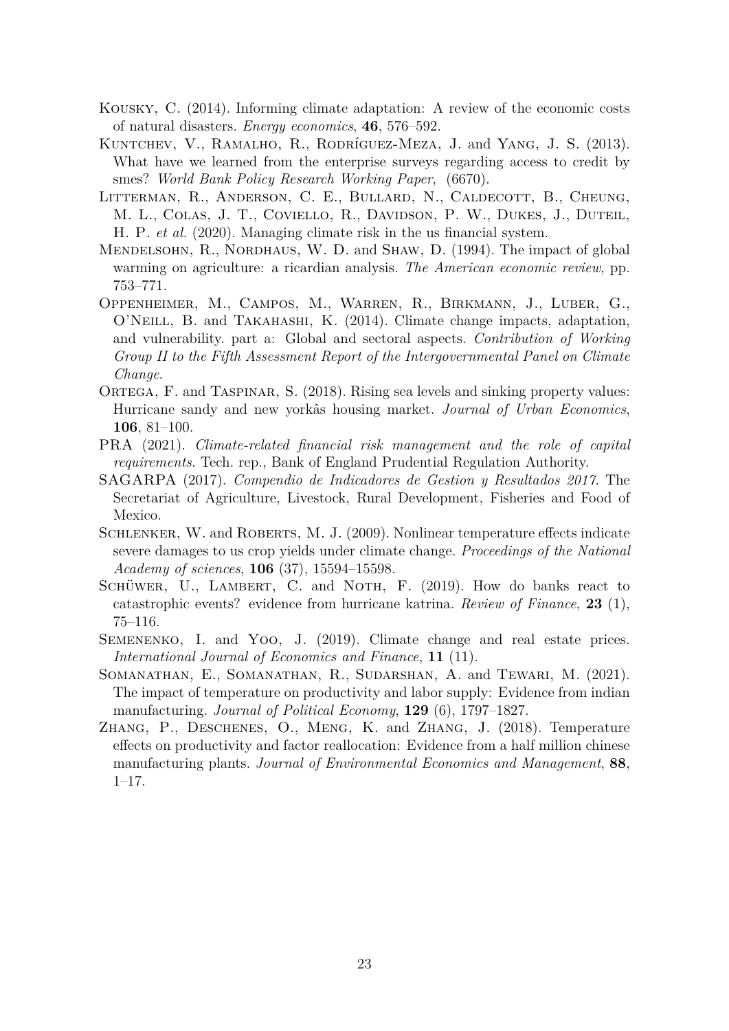Kousky, C. (2014). Informing climate adaptation: A review of the economic costs of natural disasters. *Energy economics*, **46**, 576–592.

Kuntchev, V., Ramalho, R., Rodríguez-Meza, J. and Yang, J. S. (2013). What have we learned from the enterprise surveys regarding access to credit by smes? *World Bank Policy Research Working Paper*, (6670).

Litterman, R., Anderson, C. E., Bullard, N., Caldecott, B., Cheung, M. L., Colas, J. T., Coviello, R., Davidson, P. W., Dukes, J., Duteil, H. P. *et al.* (2020). Managing climate risk in the us financial system.

Mendelsohn, R., Nordhaus, W. D. and Shaw, D. (1994). The impact of global warming on agriculture: a ricardian analysis. *The American economic review*, pp. 753–771.

Oppenheimer, M., Campos, M., Warren, R., Birkmann, J., Luber, G., O'Neill, B. and Takahashi, K. (2014). Climate change impacts, adaptation, and vulnerability. part a: Global and sectoral aspects. *Contribution of Working Group II to the Fifth Assessment Report of the Intergovernmental Panel on Climate Change*.

Ortega, F. and Taspinar, S. (2018). Rising sea levels and sinking property values: Hurricane sandy and new yorkâs housing market. *Journal of Urban Economics*, **106**, 81–100.

PRA (2021). *Climate-related financial risk management and the role of capital requirements*. Tech. rep., Bank of England Prudential Regulation Authority.

SAGARPA (2017). *Compendio de Indicadores de Gestion y Resultados 2017*. The Secretariat of Agriculture, Livestock, Rural Development, Fisheries and Food of Mexico.

Schlenker, W. and Roberts, M. J. (2009). Nonlinear temperature effects indicate severe damages to us crop yields under climate change. *Proceedings of the National Academy of sciences*, **106** (37), 15594–15598.

Schüwer, U., Lambert, C. and Noth, F. (2019). How do banks react to catastrophic events? evidence from hurricane katrina. *Review of Finance*, **23** (1), 75–116.

Semenenko, I. and Yoo, J. (2019). Climate change and real estate prices. *International Journal of Economics and Finance*, **11** (11).

Somanathan, E., Somanathan, R., Sudarshan, A. and Tewari, M. (2021). The impact of temperature on productivity and labor supply: Evidence from indian manufacturing. *Journal of Political Economy*, **129** (6), 1797–1827.

Zhang, P., Deschenes, O., Meng, K. and Zhang, J. (2018). Temperature effects on productivity and factor reallocation: Evidence from a half million chinese manufacturing plants. *Journal of Environmental Economics and Management*, **88**, 1–17.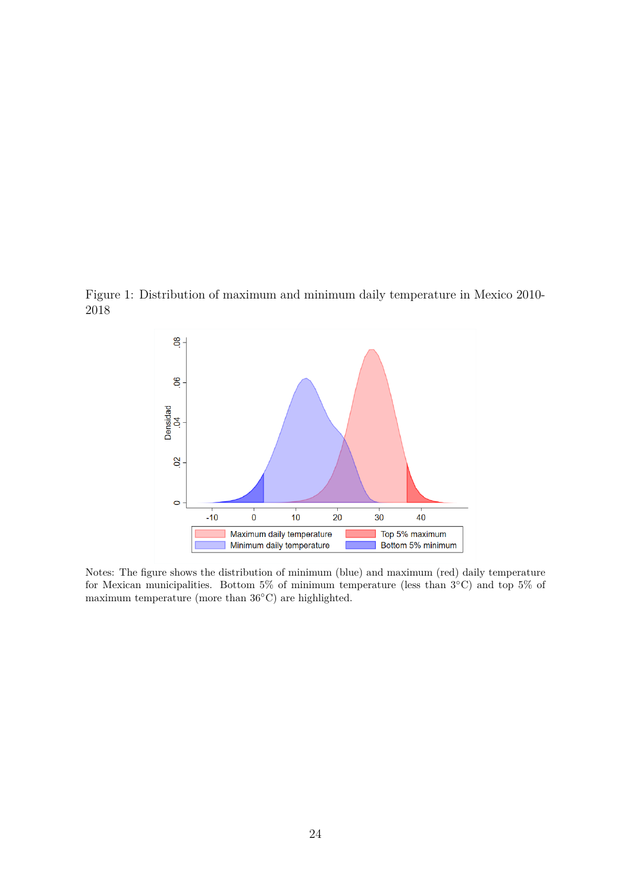Figure 1: Distribution of maximum and minimum daily temperature in Mexico 2010-2018

Notes: The figure shows the distribution of minimum (blue) and maximum (red) daily temperature for Mexican municipalities. Bottom 5% of minimum temperature (less than 3°C) and top 5% of maximum temperature (more than 36°C) are highlighted.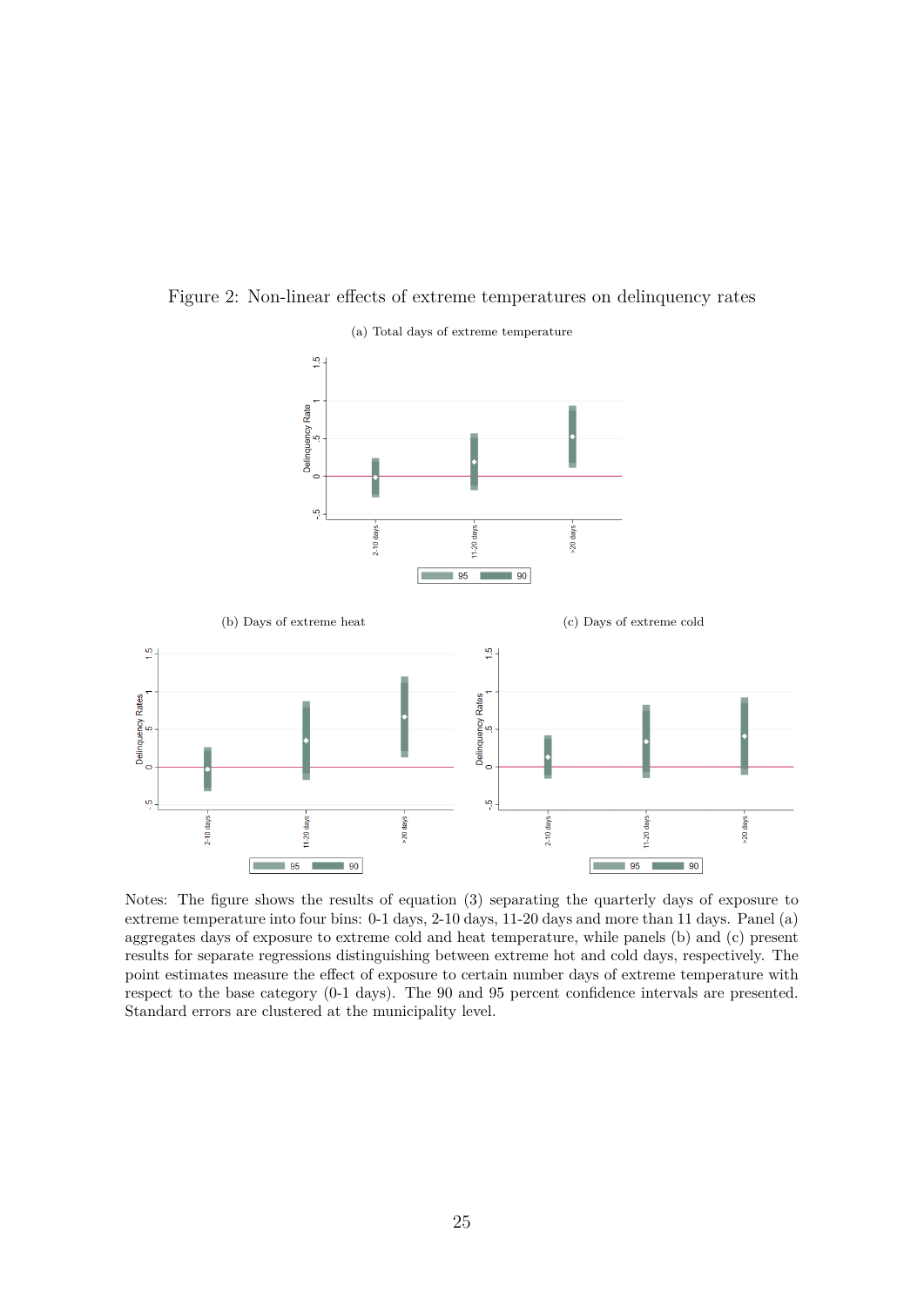Figure 2: Non-linear effects of extreme temperatures on delinquency rates

(a) Total days of extreme temperature

(b) Days of extreme heat

(c) Days of extreme cold

Notes: The figure shows the results of equation (3) separating the quarterly days of exposure to extreme temperature into four bins: 0-1 days, 2-10 days, 11-20 days and more than 11 days. Panel (a) aggregates days of exposure to extreme cold and heat temperature, while panels (b) and (c) present results for separate regressions distinguishing between extreme hot and cold days, respectively. The point estimates measure the effect of exposure to certain number days of extreme temperature with respect to the base category (0-1 days). The 90 and 95 percent confidence intervals are presented. Standard errors are clustered at the municipality level.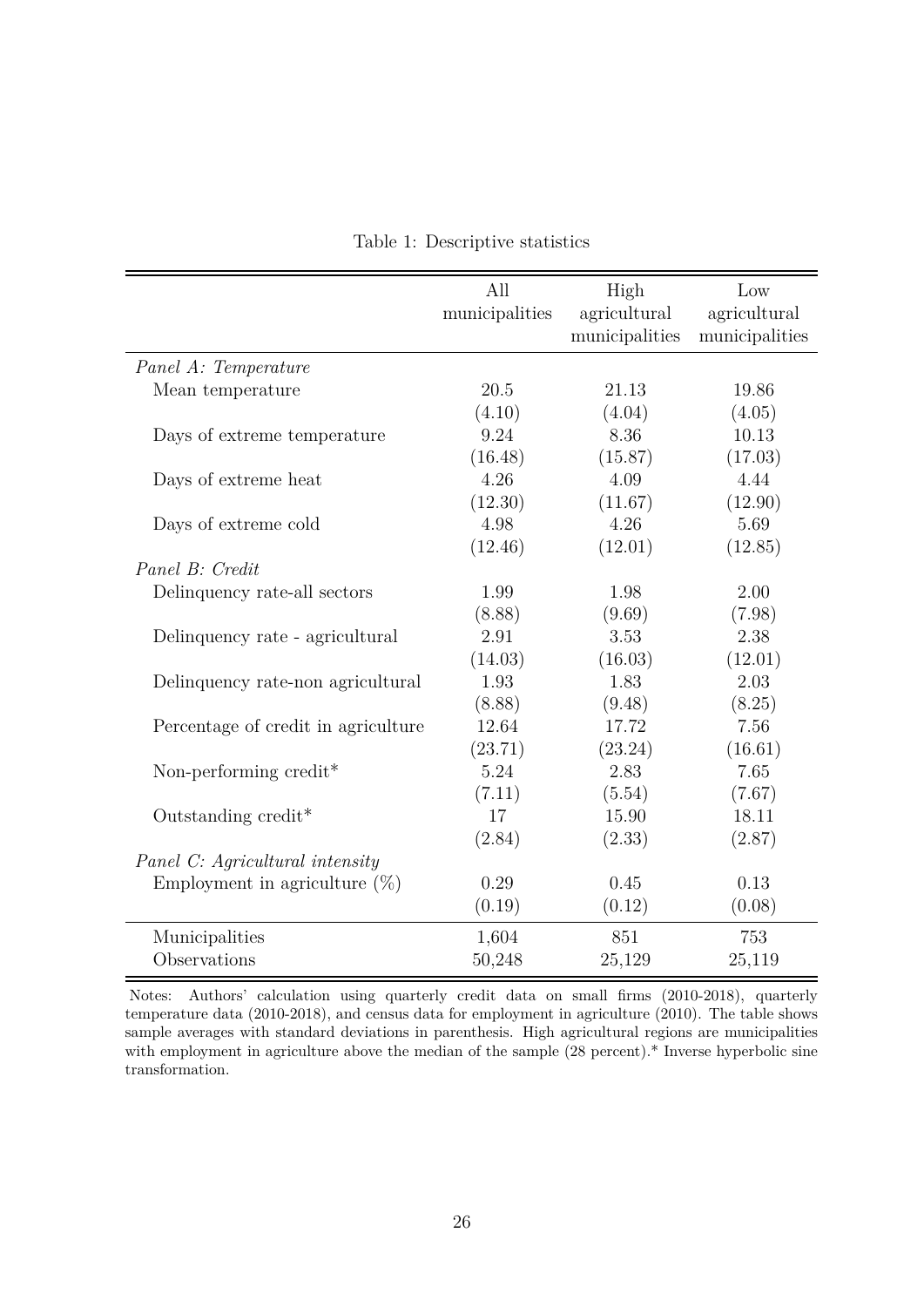Table 1: Descriptive statistics

| | All municipalities | High agricultural municipalities | Low agricultural municipalities |
|---|---|---|---|
| *Panel A: Temperature* | | | |
| Mean temperature | 20.5 | 21.13 | 19.86 |
| | (4.10) | (4.04) | (4.05) |
| Days of extreme temperature | 9.24 | 8.36 | 10.13 |
| | (16.48) | (15.87) | (17.03) |
| Days of extreme heat | 4.26 | 4.09 | 4.44 |
| | (12.30) | (11.67) | (12.90) |
| Days of extreme cold | 4.98 | 4.26 | 5.69 |
| | (12.46) | (12.01) | (12.85) |
| *Panel B: Credit* | | | |
| Delinquency rate-all sectors | 1.99 | 1.98 | 2.00 |
| | (8.88) | (9.69) | (7.98) |
| Delinquency rate - agricultural | 2.91 | 3.53 | 2.38 |
| | (14.03) | (16.03) | (12.01) |
| Delinquency rate-non agricultural | 1.93 | 1.83 | 2.03 |
| | (8.88) | (9.48) | (8.25) |
| Percentage of credit in agriculture | 12.64 | 17.72 | 7.56 |
| | (23.71) | (23.24) | (16.61) |
| Non-performing credit* | 5.24 | 2.83 | 7.65 |
| | (7.11) | (5.54) | (7.67) |
| Outstanding credit* | 17 | 15.90 | 18.11 |
| | (2.84) | (2.33) | (2.87) |
| *Panel C: Agricultural intensity* | | | |
| Employment in agriculture (%) | 0.29 | 0.45 | 0.13 |
| | (0.19) | (0.12) | (0.08) |
| Municipalities | 1,604 | 851 | 753 |
| Observations | 50,248 | 25,129 | 25,119 |

Notes: Authors' calculation using quarterly credit data on small firms (2010-2018), quarterly temperature data (2010-2018), and census data for employment in agriculture (2010). The table shows sample averages with standard deviations in parenthesis. High agricultural regions are municipalities with employment in agriculture above the median of the sample (28 percent).* Inverse hyperbolic sine transformation.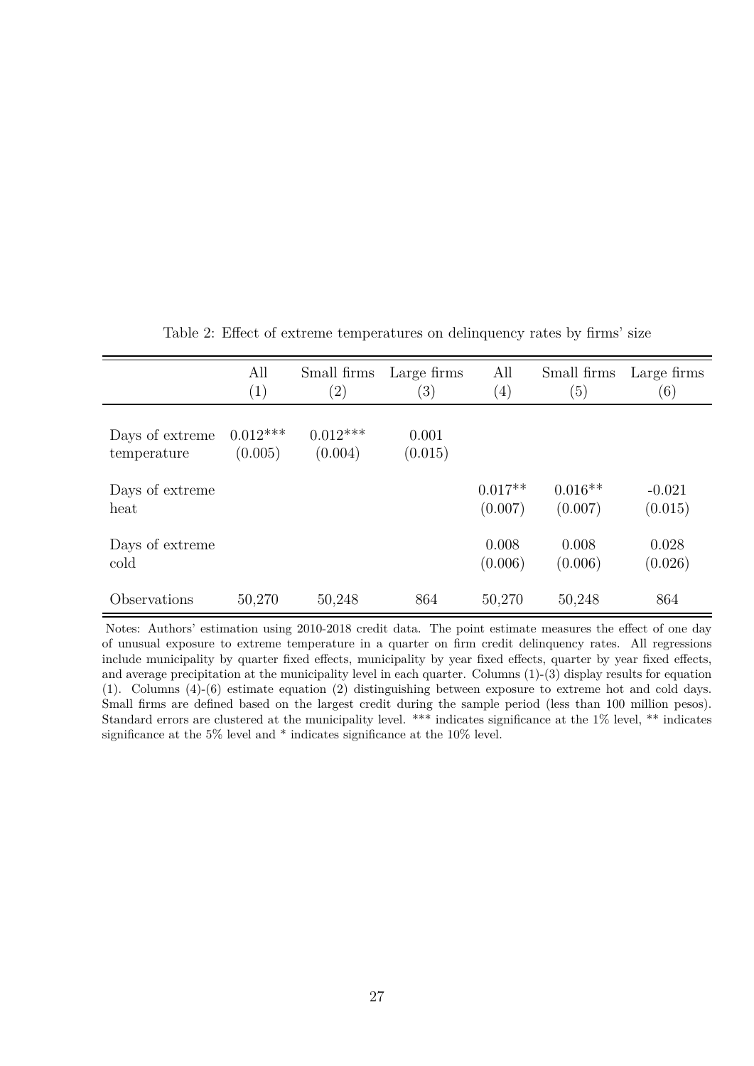Table 2: Effect of extreme temperatures on delinquency rates by firms' size

| | All (1) | Small firms (2) | Large firms (3) | All (4) | Small firms (5) | Large firms (6) |
|---|---|---|---|---|---|---|
| Days of extreme temperature | 0.012*** | 0.012*** | 0.001 | | | |
| | (0.005) | (0.004) | (0.015) | | | |
| Days of extreme heat | | | | 0.017** | 0.016** | -0.021 |
| | | | | (0.007) | (0.007) | (0.015) |
| Days of extreme cold | | | | 0.008 | 0.008 | 0.028 |
| | | | | (0.006) | (0.006) | (0.026) |
| Observations | 50,270 | 50,248 | 864 | 50,270 | 50,248 | 864 |

Notes: Authors' estimation using 2010-2018 credit data. The point estimate measures the effect of one day of unusual exposure to extreme temperature in a quarter on firm credit delinquency rates. All regressions include municipality by quarter fixed effects, municipality by year fixed effects, quarter by year fixed effects, and average precipitation at the municipality level in each quarter. Columns (1)-(3) display results for equation (1). Columns (4)-(6) estimate equation (2) distinguishing between exposure to extreme hot and cold days. Small firms are defined based on the largest credit during the sample period (less than 100 million pesos). Standard errors are clustered at the municipality level. *** indicates significance at the 1% level, ** indicates significance at the 5% level and * indicates significance at the 10% level.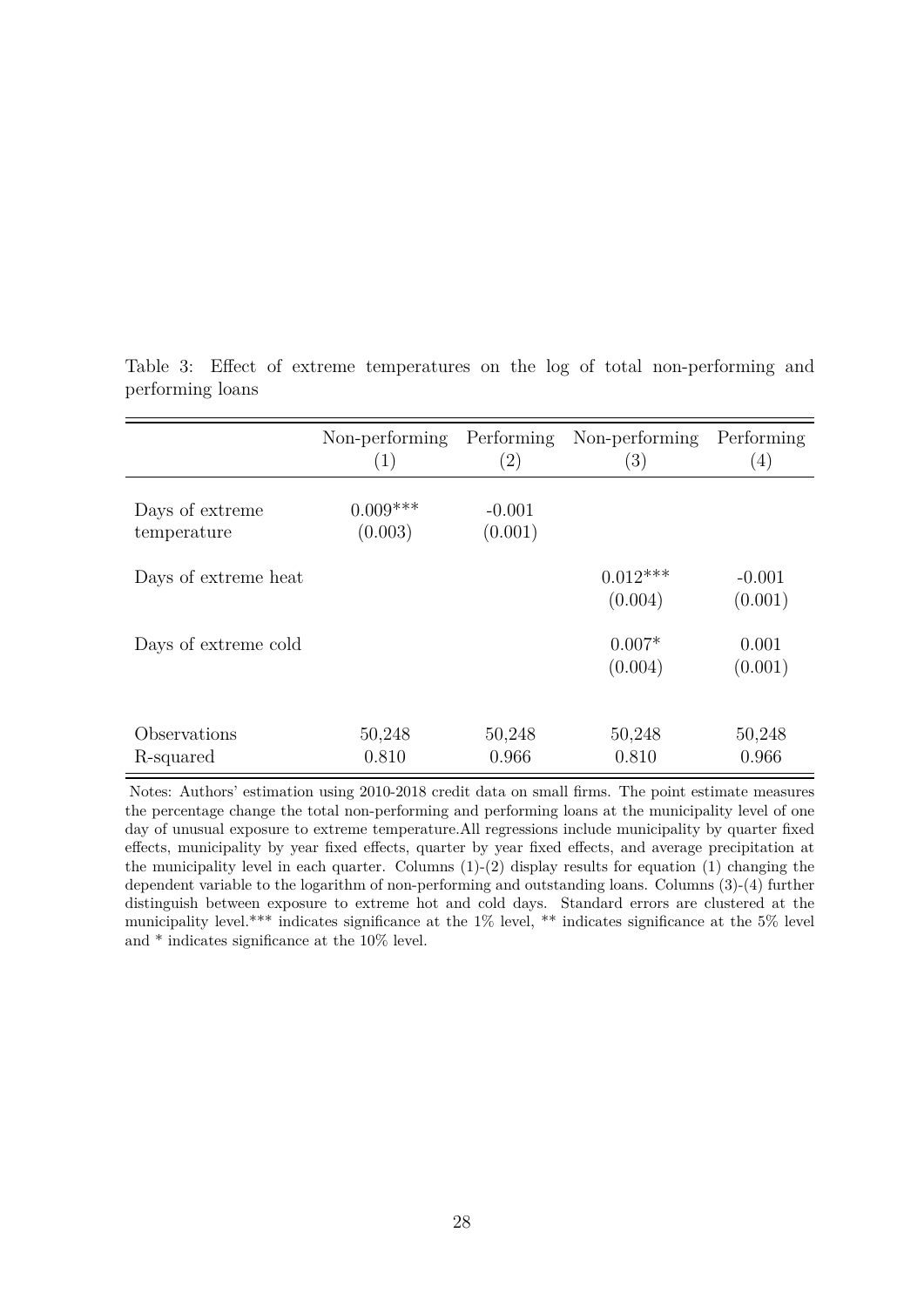Table 3: Effect of extreme temperatures on the log of total non-performing and performing loans

| | Non-performing (1) | Performing (2) | Non-performing (3) | Performing (4) |
|---|---|---|---|---|
| Days of extreme temperature | 0.009*** | -0.001 | | |
| | (0.003) | (0.001) | | |
| Days of extreme heat | | | 0.012*** | -0.001 |
| | | | (0.004) | (0.001) |
| Days of extreme cold | | | 0.007* | 0.001 |
| | | | (0.004) | (0.001) |
| Observations | 50,248 | 50,248 | 50,248 | 50,248 |
| R-squared | 0.810 | 0.966 | 0.810 | 0.966 |

Notes: Authors' estimation using 2010-2018 credit data on small firms. The point estimate measures the percentage change the total non-performing and performing loans at the municipality level of one day of unusual exposure to extreme temperature.All regressions include municipality by quarter fixed effects, municipality by year fixed effects, quarter by year fixed effects, and average precipitation at the municipality level in each quarter. Columns (1)-(2) display results for equation (1) changing the dependent variable to the logarithm of non-performing and outstanding loans. Columns (3)-(4) further distinguish between exposure to extreme hot and cold days. Standard errors are clustered at the municipality level.*** indicates significance at the 1% level, ** indicates significance at the 5% level and * indicates significance at the 10% level.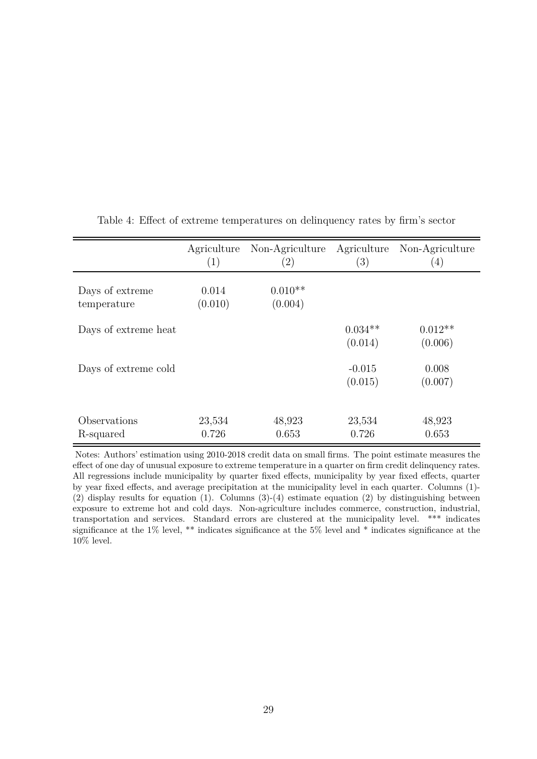Table 4: Effect of extreme temperatures on delinquency rates by firm's sector

| | Agriculture (1) | Non-Agriculture (2) | Agriculture (3) | Non-Agriculture (4) |
|---|---|---|---|---|
| Days of extreme temperature | 0.014 | 0.010** | | |
| | (0.010) | (0.004) | | |
| Days of extreme heat | | | 0.034** | 0.012** |
| | | | (0.014) | (0.006) |
| Days of extreme cold | | | -0.015 | 0.008 |
| | | | (0.015) | (0.007) |
| Observations | 23,534 | 48,923 | 23,534 | 48,923 |
| R-squared | 0.726 | 0.653 | 0.726 | 0.653 |

Notes: Authors' estimation using 2010-2018 credit data on small firms. The point estimate measures the effect of one day of unusual exposure to extreme temperature in a quarter on firm credit delinquency rates. All regressions include municipality by quarter fixed effects, municipality by year fixed effects, quarter by year fixed effects, and average precipitation at the municipality level in each quarter. Columns (1)-(2) display results for equation (1). Columns (3)-(4) estimate equation (2) by distinguishing between exposure to extreme hot and cold days. Non-agriculture includes commerce, construction, industrial, transportation and services. Standard errors are clustered at the municipality level. *** indicates significance at the 1% level, ** indicates significance at the 5% level and * indicates significance at the 10% level.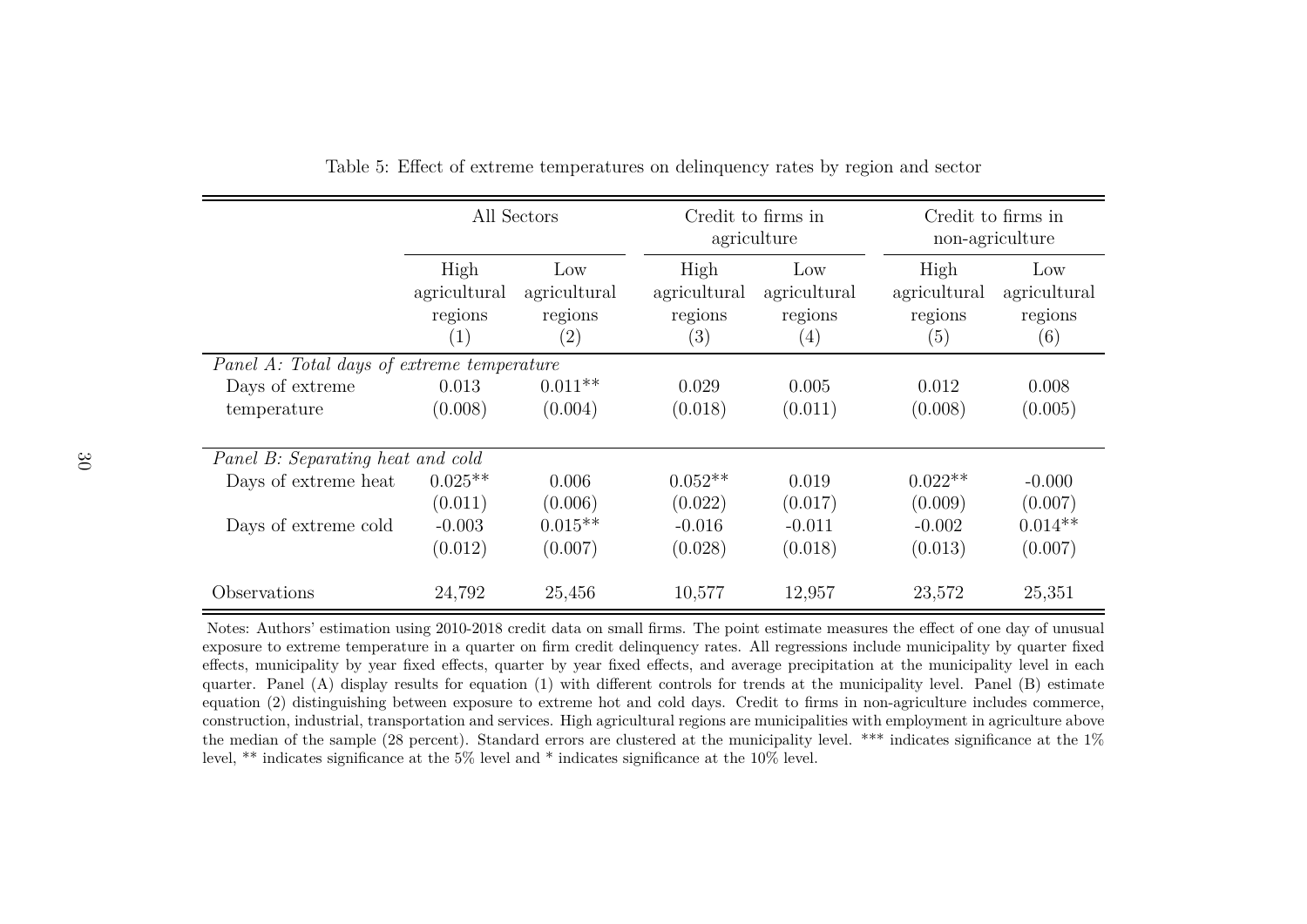Table 5: Effect of extreme temperatures on delinquency rates by region and sector

| | All Sectors | | Credit to firms in agriculture | | Credit to firms in non-agriculture | |
|---|---|---|---|---|---|---|
| | High agricultural regions | Low agricultural regions | High agricultural regions | Low agricultural regions | High agricultural regions | Low agricultural regions |
| | (1) | (2) | (3) | (4) | (5) | (6) |
| *Panel A: Total days of extreme temperature* | | | | | | |
| Days of extreme temperature | 0.013 | 0.011** | 0.029 | 0.005 | 0.012 | 0.008 |
| | (0.008) | (0.004) | (0.018) | (0.011) | (0.008) | (0.005) |
| *Panel B: Separating heat and cold* | | | | | | |
| Days of extreme heat | 0.025** | 0.006 | 0.052** | 0.019 | 0.022** | -0.000 |
| | (0.011) | (0.006) | (0.022) | (0.017) | (0.009) | (0.007) |
| Days of extreme cold | -0.003 | 0.015** | -0.016 | -0.011 | -0.002 | 0.014** |
| | (0.012) | (0.007) | (0.028) | (0.018) | (0.013) | (0.007) |
| Observations | 24,792 | 25,456 | 10,577 | 12,957 | 23,572 | 25,351 |

Notes: Authors' estimation using 2010-2018 credit data on small firms. The point estimate measures the effect of one day of unusual exposure to extreme temperature in a quarter on firm credit delinquency rates. All regressions include municipality by quarter fixed effects, municipality by year fixed effects, quarter by year fixed effects, and average precipitation at the municipality level in each quarter. Panel (A) display results for equation (1) with different controls for trends at the municipality level. Panel (B) estimate equation (2) distinguishing between exposure to extreme hot and cold days. Credit to firms in non-agriculture includes commerce, construction, industrial, transportation and services. High agricultural regions are municipalities with employment in agriculture above the median of the sample (28 percent). Standard errors are clustered at the municipality level. *** indicates significance at the 1% level, ** indicates significance at the 5% level and * indicates significance at the 10% level.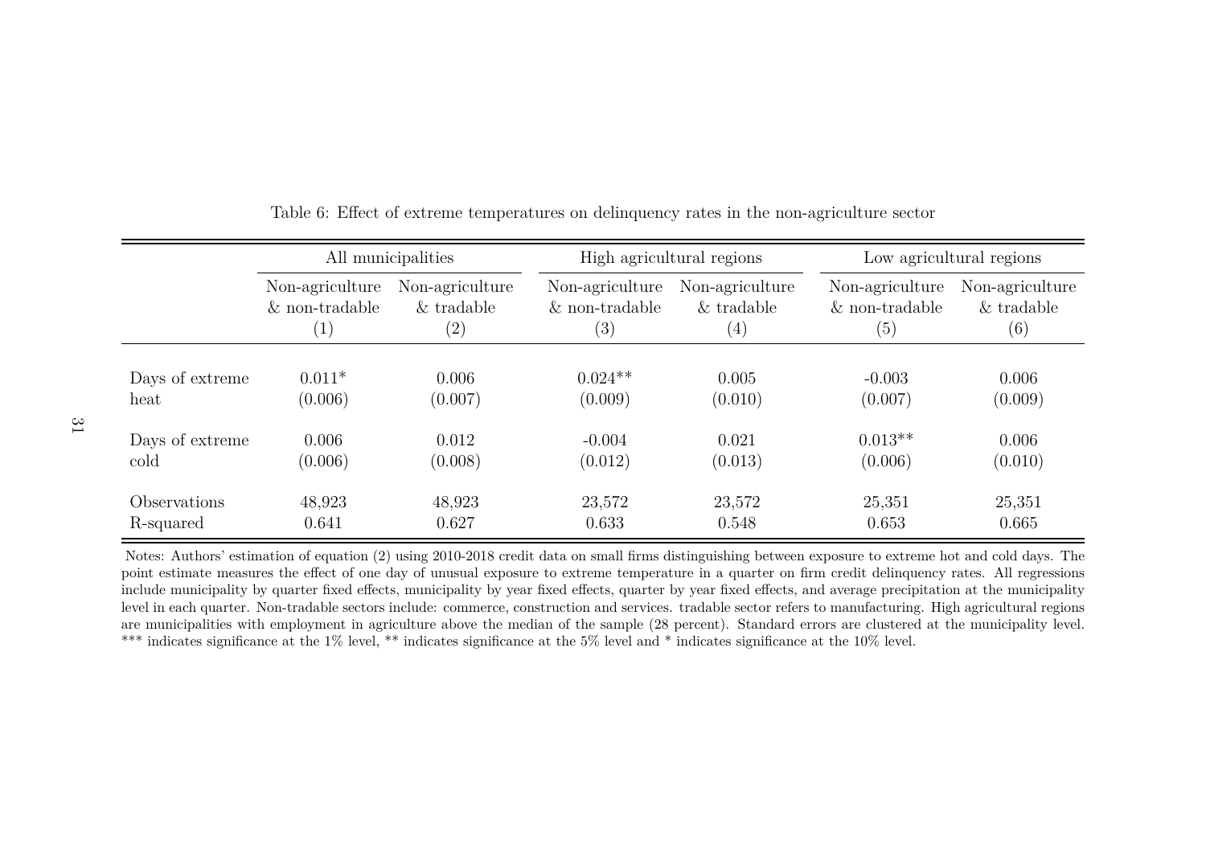Table 6: Effect of extreme temperatures on delinquency rates in the non-agriculture sector

| | All municipalities | | High agricultural regions | | Low agricultural regions | |
|---|---|---|---|---|---|---|
| | Non-agriculture & non-tradable | Non-agriculture & tradable | Non-agriculture & non-tradable | Non-agriculture & tradable | Non-agriculture & non-tradable | Non-agriculture & tradable |
| | (1) | (2) | (3) | (4) | (5) | (6) |
| Days of extreme heat | 0.011* | 0.006 | 0.024** | 0.005 | -0.003 | 0.006 |
| | (0.006) | (0.007) | (0.009) | (0.010) | (0.007) | (0.009) |
| Days of extreme cold | 0.006 | 0.012 | -0.004 | 0.021 | 0.013** | 0.006 |
| | (0.006) | (0.008) | (0.012) | (0.013) | (0.006) | (0.010) |
| Observations | 48,923 | 48,923 | 23,572 | 23,572 | 25,351 | 25,351 |
| R-squared | 0.641 | 0.627 | 0.633 | 0.548 | 0.653 | 0.665 |

Notes: Authors' estimation of equation (2) using 2010-2018 credit data on small firms distinguishing between exposure to extreme hot and cold days. The point estimate measures the effect of one day of unusual exposure to extreme temperature in a quarter on firm credit delinquency rates. All regressions include municipality by quarter fixed effects, municipality by year fixed effects, quarter by year fixed effects, and average precipitation at the municipality level in each quarter. Non-tradable sectors include: commerce, construction and services. tradable sector refers to manufacturing. High agricultural regions are municipalities with employment in agriculture above the median of the sample (28 percent). Standard errors are clustered at the municipality level. *** indicates significance at the 1% level, ** indicates significance at the 5% level and * indicates significance at the 10% level.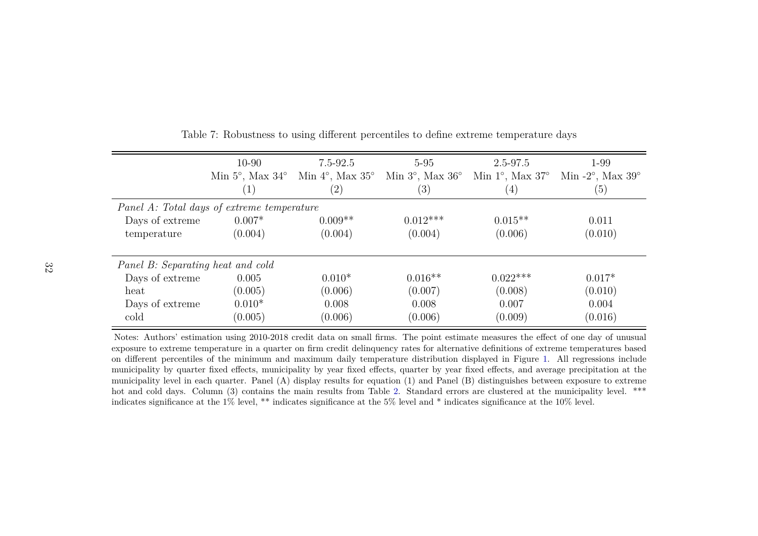Table 7: Robustness to using different percentiles to define extreme temperature days

| | 10-90 Min 5°, Max 34° (1) | 7.5-92.5 Min 4°, Max 35° (2) | 5-95 Min 3°, Max 36° (3) | 2.5-97.5 Min 1°, Max 37° (4) | 1-99 Min -2°, Max 39° (5) |
|---|---|---|---|---|---|
| *Panel A: Total days of extreme temperature* | | | | | |
| Days of extreme temperature | 0.007* | 0.009** | 0.012*** | 0.015** | 0.011 |
| | (0.004) | (0.004) | (0.004) | (0.006) | (0.010) |
| *Panel B: Separating heat and cold* | | | | | |
| Days of extreme heat | 0.005 | 0.010* | 0.016** | 0.022*** | 0.017* |
| | (0.005) | (0.006) | (0.007) | (0.008) | (0.010) |
| Days of extreme cold | 0.010* | 0.008 | 0.008 | 0.007 | 0.004 |
| | (0.005) | (0.006) | (0.006) | (0.009) | (0.016) |

Notes: Authors' estimation using 2010-2018 credit data on small firms. The point estimate measures the effect of one day of unusual exposure to extreme temperature in a quarter on firm credit delinquency rates for alternative definitions of extreme temperatures based on different percentiles of the minimum and maximum daily temperature distribution displayed in Figure 1. All regressions include municipality by quarter fixed effects, municipality by year fixed effects, quarter by year fixed effects, and average precipitation at the municipality level in each quarter. Panel (A) display results for equation (1) and Panel (B) distinguishes between exposure to extreme hot and cold days. Column (3) contains the main results from Table 2. Standard errors are clustered at the municipality level. *** indicates significance at the 1% level, ** indicates significance at the 5% level and * indicates significance at the 10% level.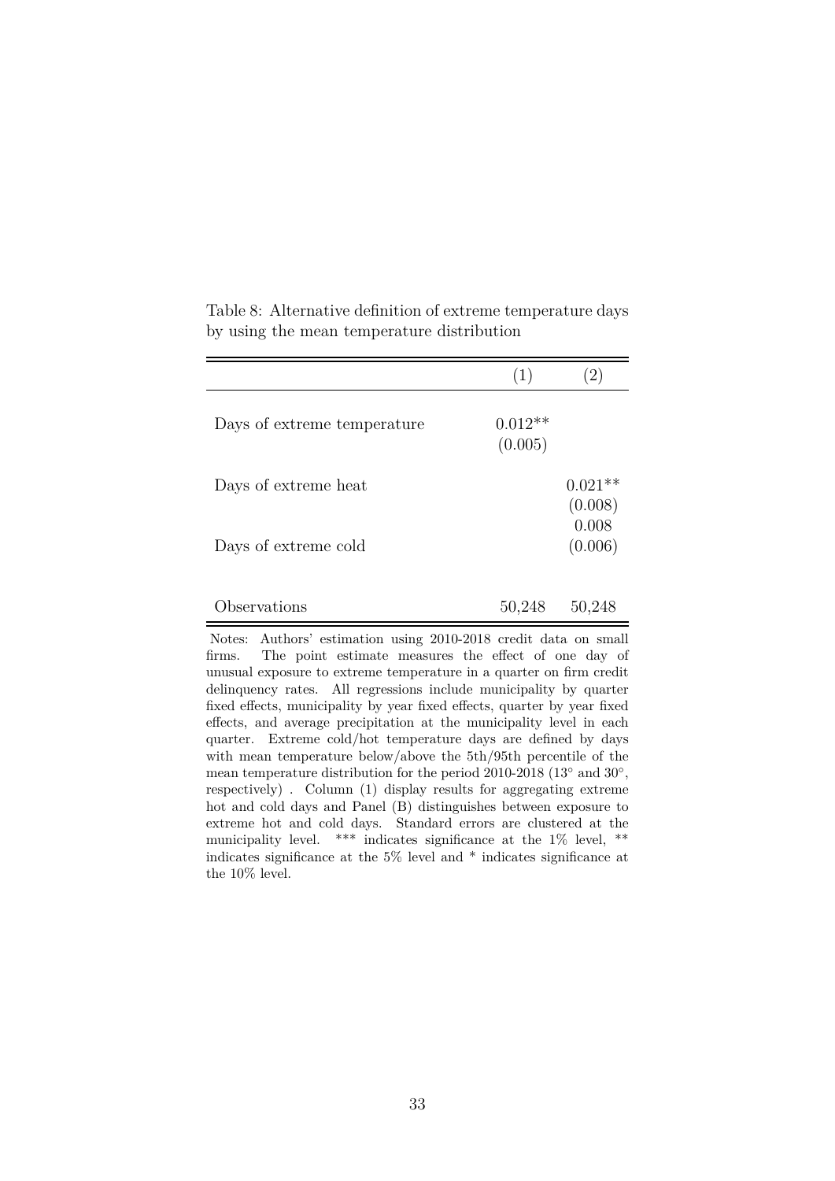Table 8: Alternative definition of extreme temperature days by using the mean temperature distribution

| | (1) | (2) |
|---|---|---|
| Days of extreme temperature | 0.012** | |
| | (0.005) | |
| Days of extreme heat | | 0.021** |
| | | (0.008) |
| Days of extreme cold | | 0.008 |
| | | (0.006) |
| Observations | 50,248 | 50,248 |

Notes: Authors' estimation using 2010-2018 credit data on small firms. The point estimate measures the effect of one day of unusual exposure to extreme temperature in a quarter on firm credit delinquency rates. All regressions include municipality by quarter fixed effects, municipality by year fixed effects, quarter by year fixed effects, and average precipitation at the municipality level in each quarter. Extreme cold/hot temperature days are defined by days with mean temperature below/above the 5th/95th percentile of the mean temperature distribution for the period 2010-2018 (13° and 30°, respectively) . Column (1) display results for aggregating extreme hot and cold days and Panel (B) distinguishes between exposure to extreme hot and cold days. Standard errors are clustered at the municipality level. *** indicates significance at the 1% level, ** indicates significance at the 5% level and * indicates significance at the 10% level.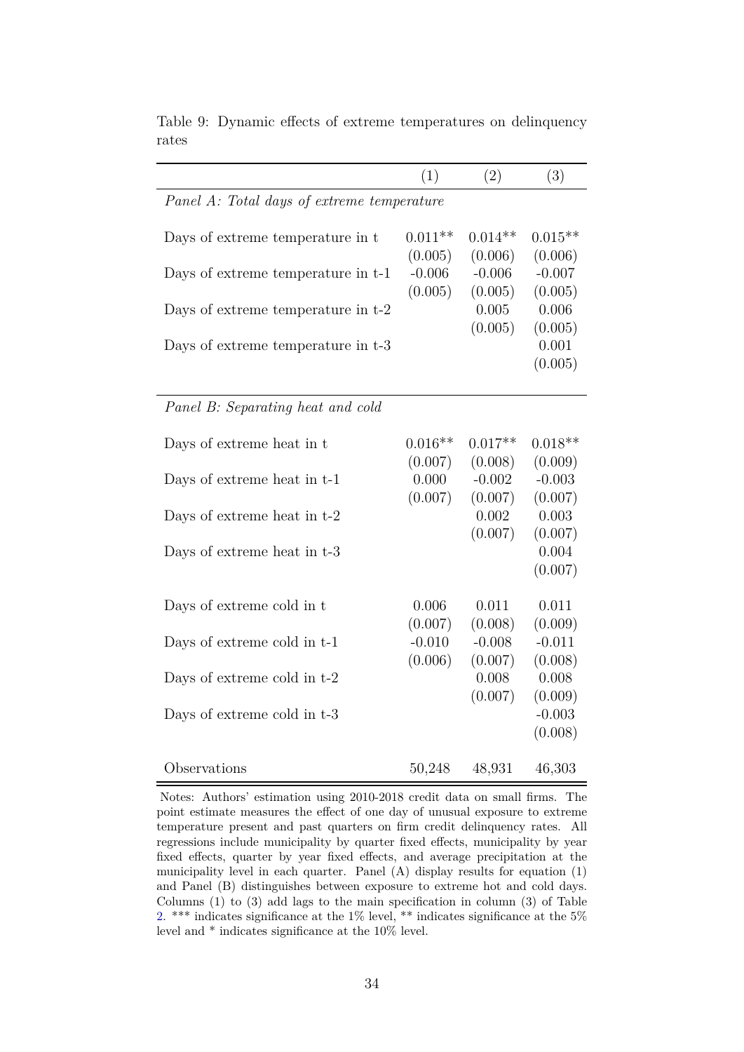Table 9: Dynamic effects of extreme temperatures on delinquency rates

| | (1) | (2) | (3) |
|---|---|---|---|
| *Panel A: Total days of extreme temperature* | | | |
| Days of extreme temperature in t | 0.011** | 0.014** | 0.015** |
| | (0.005) | (0.006) | (0.006) |
| Days of extreme temperature in t-1 | -0.006 | -0.006 | -0.007 |
| | (0.005) | (0.005) | (0.005) |
| Days of extreme temperature in t-2 | | 0.005 | 0.006 |
| | | (0.005) | (0.005) |
| Days of extreme temperature in t-3 | | | 0.001 |
| | | | (0.005) |
| *Panel B: Separating heat and cold* | | | |
| Days of extreme heat in t | 0.016** | 0.017** | 0.018** |
| | (0.007) | (0.008) | (0.009) |
| Days of extreme heat in t-1 | 0.000 | -0.002 | -0.003 |
| | (0.007) | (0.007) | (0.007) |
| Days of extreme heat in t-2 | | 0.002 | 0.003 |
| | | (0.007) | (0.007) |
| Days of extreme heat in t-3 | | | 0.004 |
| | | | (0.007) |
| Days of extreme cold in t | 0.006 | 0.011 | 0.011 |
| | (0.007) | (0.008) | (0.009) |
| Days of extreme cold in t-1 | -0.010 | -0.008 | -0.011 |
| | (0.006) | (0.007) | (0.008) |
| Days of extreme cold in t-2 | | 0.008 | 0.008 |
| | | (0.007) | (0.009) |
| Days of extreme cold in t-3 | | | -0.003 |
| | | | (0.008) |
| Observations | 50,248 | 48,931 | 46,303 |

Notes: Authors' estimation using 2010-2018 credit data on small firms. The point estimate measures the effect of one day of unusual exposure to extreme temperature present and past quarters on firm credit delinquency rates. All regressions include municipality by quarter fixed effects, municipality by year fixed effects, quarter by year fixed effects, and average precipitation at the municipality level in each quarter. Panel (A) display results for equation (1) and Panel (B) distinguishes between exposure to extreme hot and cold days. Columns (1) to (3) add lags to the main specification in column (3) of Table 2. *** indicates significance at the 1% level, ** indicates significance at the 5% level and * indicates significance at the 10% level.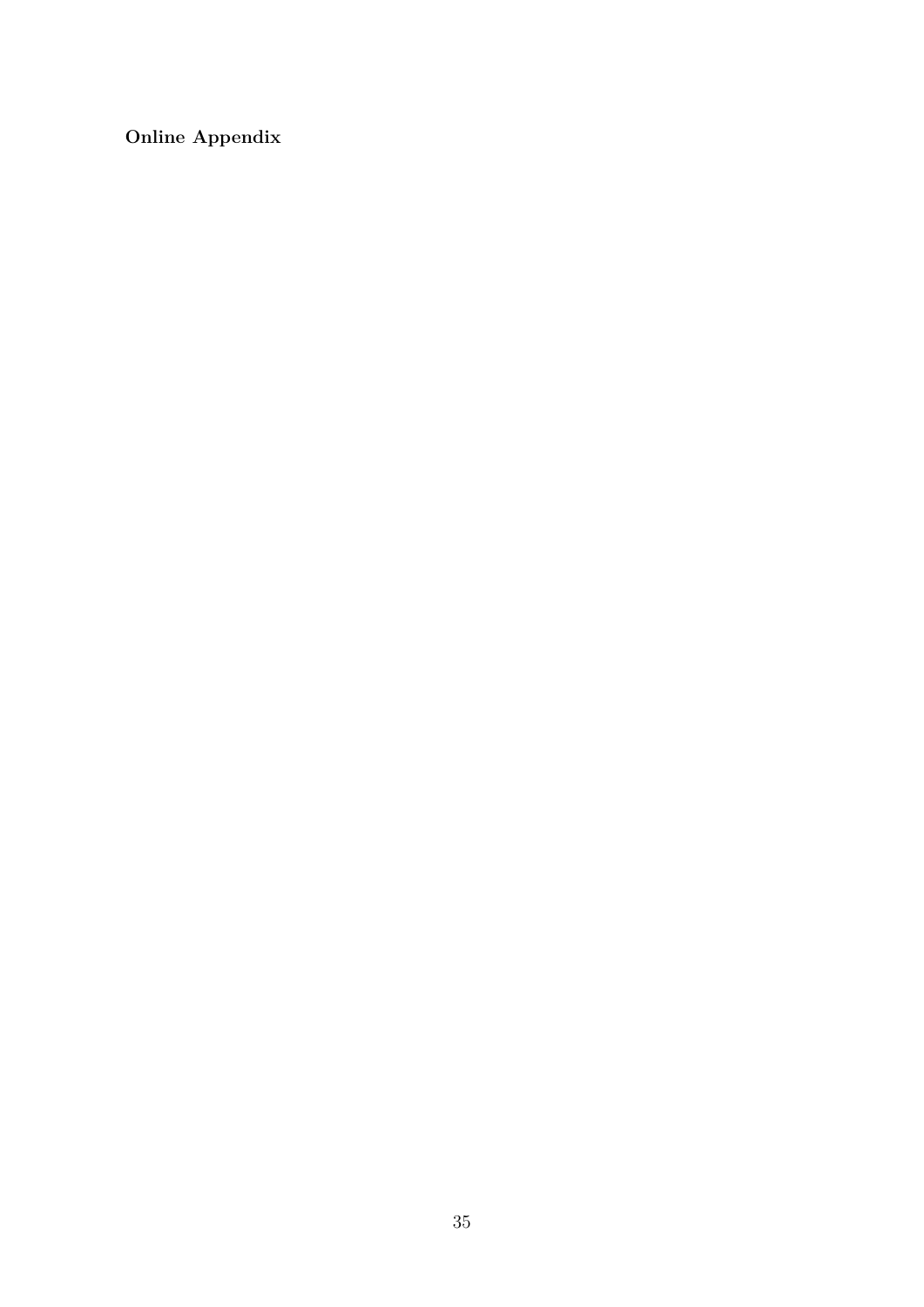**Online Appendix**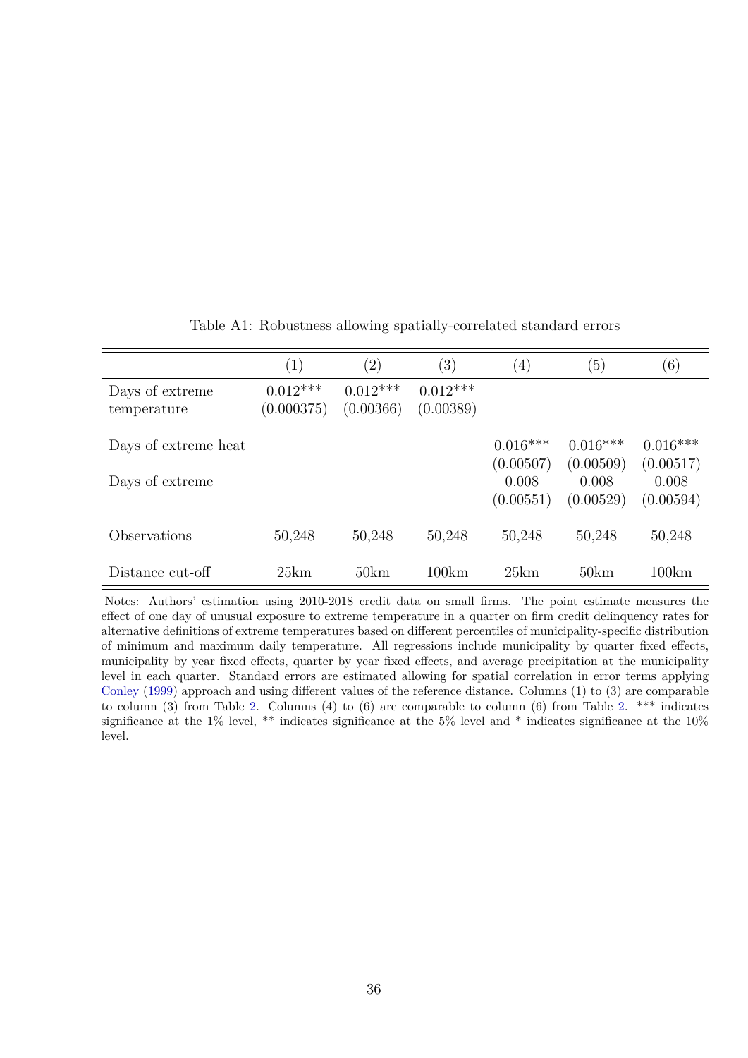Table A1: Robustness allowing spatially-correlated standard errors

| | (1) | (2) | (3) | (4) | (5) | (6) |
|---|---|---|---|---|---|---|
| Days of extreme temperature | 0.012*** | 0.012*** | 0.012*** | | | |
| | (0.000375) | (0.00366) | (0.00389) | | | |
| Days of extreme heat | | | | 0.016*** | 0.016*** | 0.016*** |
| | | | | (0.00507) | (0.00509) | (0.00517) |
| Days of extreme | | | | 0.008 | 0.008 | 0.008 |
| | | | | (0.00551) | (0.00529) | (0.00594) |
| Observations | 50,248 | 50,248 | 50,248 | 50,248 | 50,248 | 50,248 |
| Distance cut-off | 25km | 50km | 100km | 25km | 50km | 100km |

Notes: Authors' estimation using 2010-2018 credit data on small firms. The point estimate measures the effect of one day of unusual exposure to extreme temperature in a quarter on firm credit delinquency rates for alternative definitions of extreme temperatures based on different percentiles of municipality-specific distribution of minimum and maximum daily temperature. All regressions include municipality by quarter fixed effects, municipality by year fixed effects, quarter by year fixed effects, and average precipitation at the municipality level in each quarter. Standard errors are estimated allowing for spatial correlation in error terms applying Conley (1999) approach and using different values of the reference distance. Columns (1) to (3) are comparable to column (3) from Table 2. Columns (4) to (6) are comparable to column (6) from Table 2. *** indicates significance at the 1% level, ** indicates significance at the 5% level and * indicates significance at the 10% level.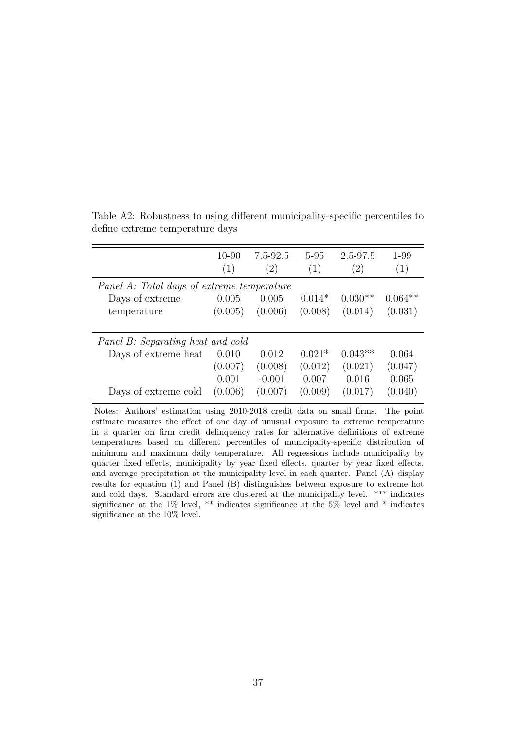Table A2: Robustness to using different municipality-specific percentiles to define extreme temperature days

| | 10-90 | 7.5-92.5 | 5-95 | 2.5-97.5 | 1-99 |
|---|---|---|---|---|---|
| | (1) | (2) | (1) | (2) | (1) |
| *Panel A: Total days of extreme temperature* | | | | | |
| Days of extreme | 0.005 | 0.005 | 0.014* | 0.030** | 0.064** |
| temperature | (0.005) | (0.006) | (0.008) | (0.014) | (0.031) |
| *Panel B: Separating heat and cold* | | | | | |
| Days of extreme heat | 0.010 | 0.012 | 0.021* | 0.043** | 0.064 |
| | (0.007) | (0.008) | (0.012) | (0.021) | (0.047) |
| | 0.001 | -0.001 | 0.007 | 0.016 | 0.065 |
| Days of extreme cold | (0.006) | (0.007) | (0.009) | (0.017) | (0.040) |

Notes: Authors' estimation using 2010-2018 credit data on small firms. The point estimate measures the effect of one day of unusual exposure to extreme temperature in a quarter on firm credit delinquency rates for alternative definitions of extreme temperatures based on different percentiles of municipality-specific distribution of minimum and maximum daily temperature. All regressions include municipality by quarter fixed effects, municipality by year fixed effects, quarter by year fixed effects, and average precipitation at the municipality level in each quarter. Panel (A) display results for equation (1) and Panel (B) distinguishes between exposure to extreme hot and cold days. Standard errors are clustered at the municipality level. *** indicates significance at the 1% level, ** indicates significance at the 5% level and * indicates significance at the 10% level.